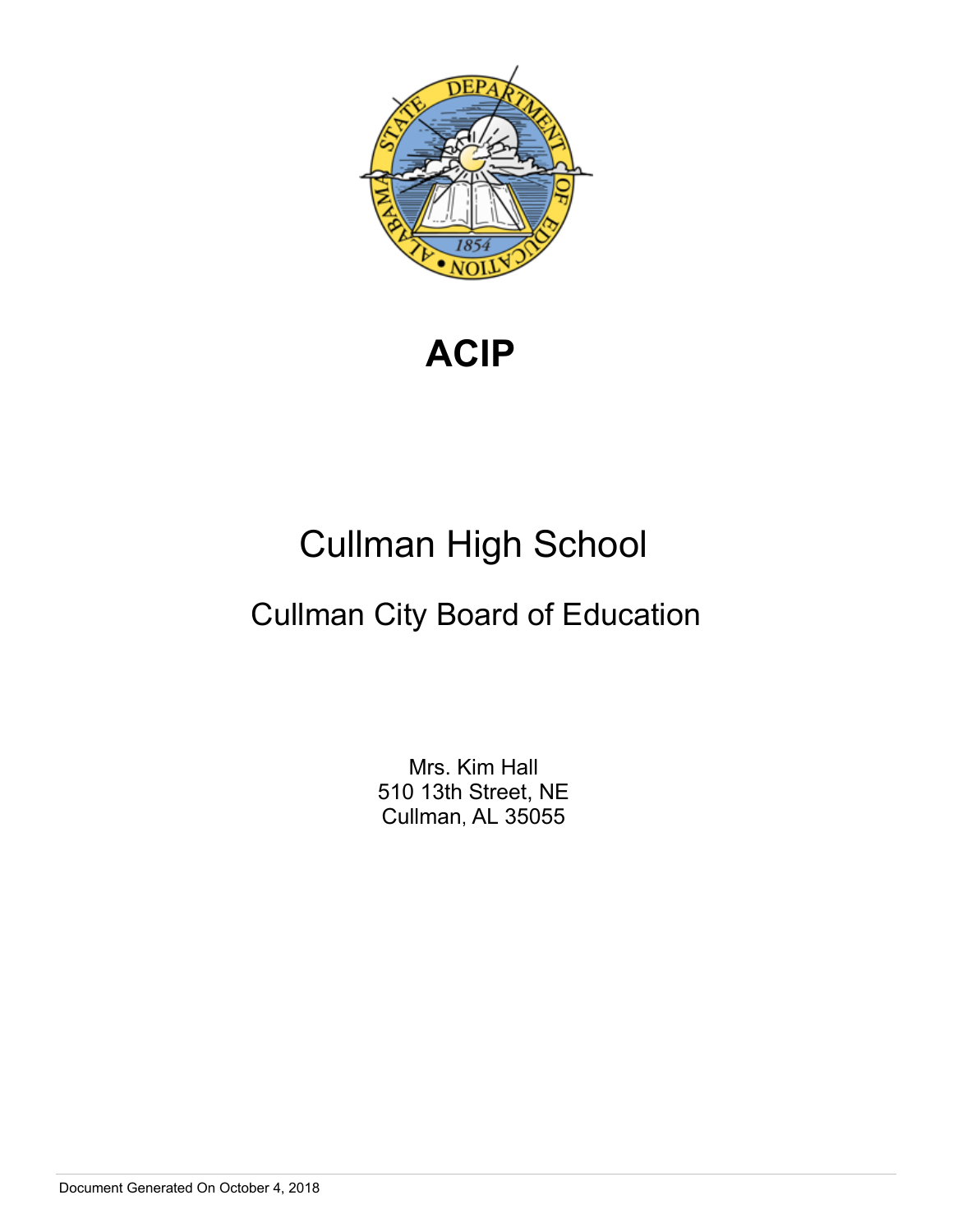# ACIP

## Cullman High School

### Cullman City Board of Education

Mrs. Kim Hall
510 13th Street, NE
Cullman, AL 35055

Document Generated On October 4, 2018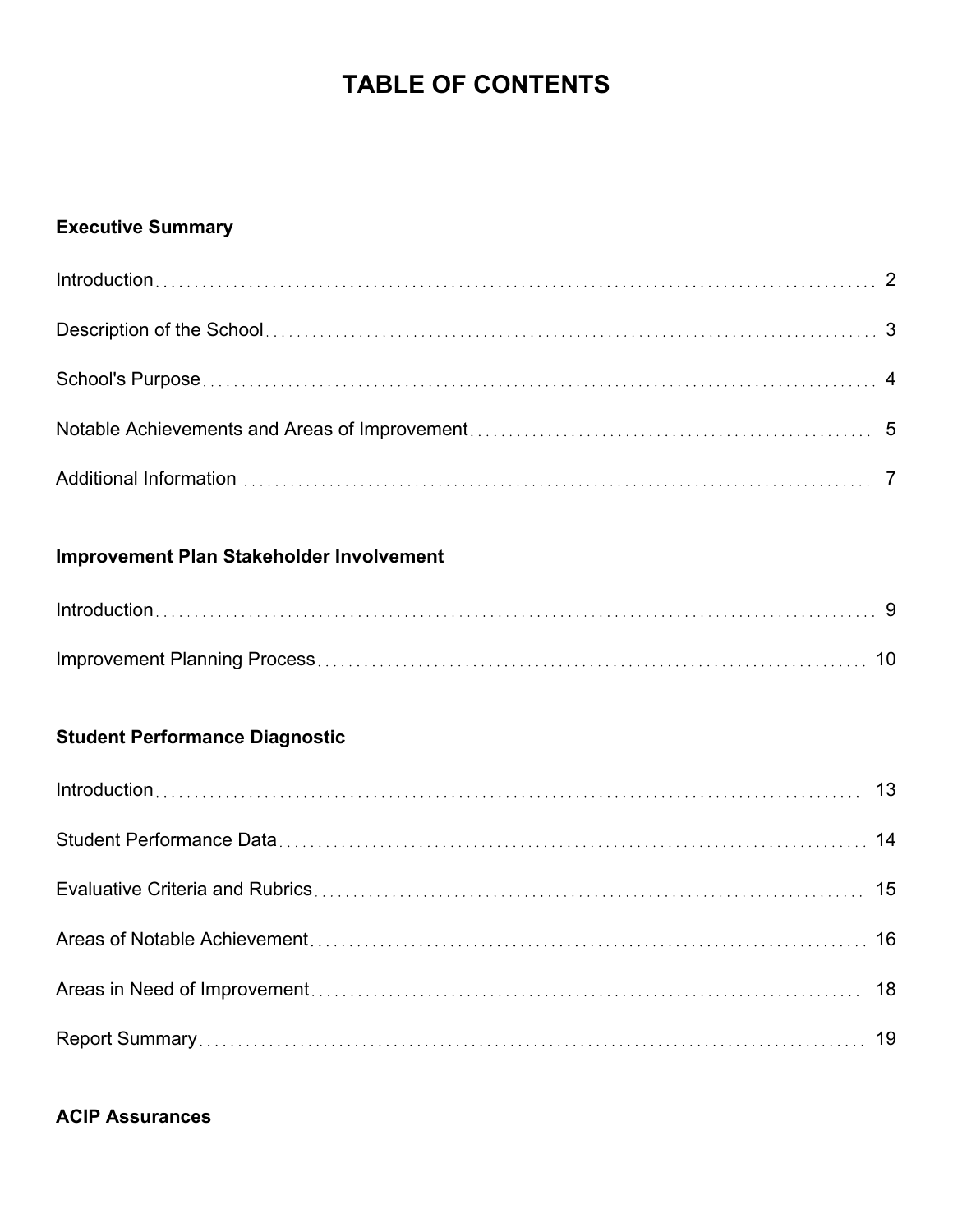# TABLE OF CONTENTS

**Executive Summary**

Introduction .......... 2

Description of the School .......... 3

School's Purpose .......... 4

Notable Achievements and Areas of Improvement .......... 5

Additional Information .......... 7

**Improvement Plan Stakeholder Involvement**

Introduction .......... 9

Improvement Planning Process .......... 10

**Student Performance Diagnostic**

Introduction .......... 13

Student Performance Data .......... 14

Evaluative Criteria and Rubrics .......... 15

Areas of Notable Achievement .......... 16

Areas in Need of Improvement .......... 18

Report Summary .......... 19

**ACIP Assurances**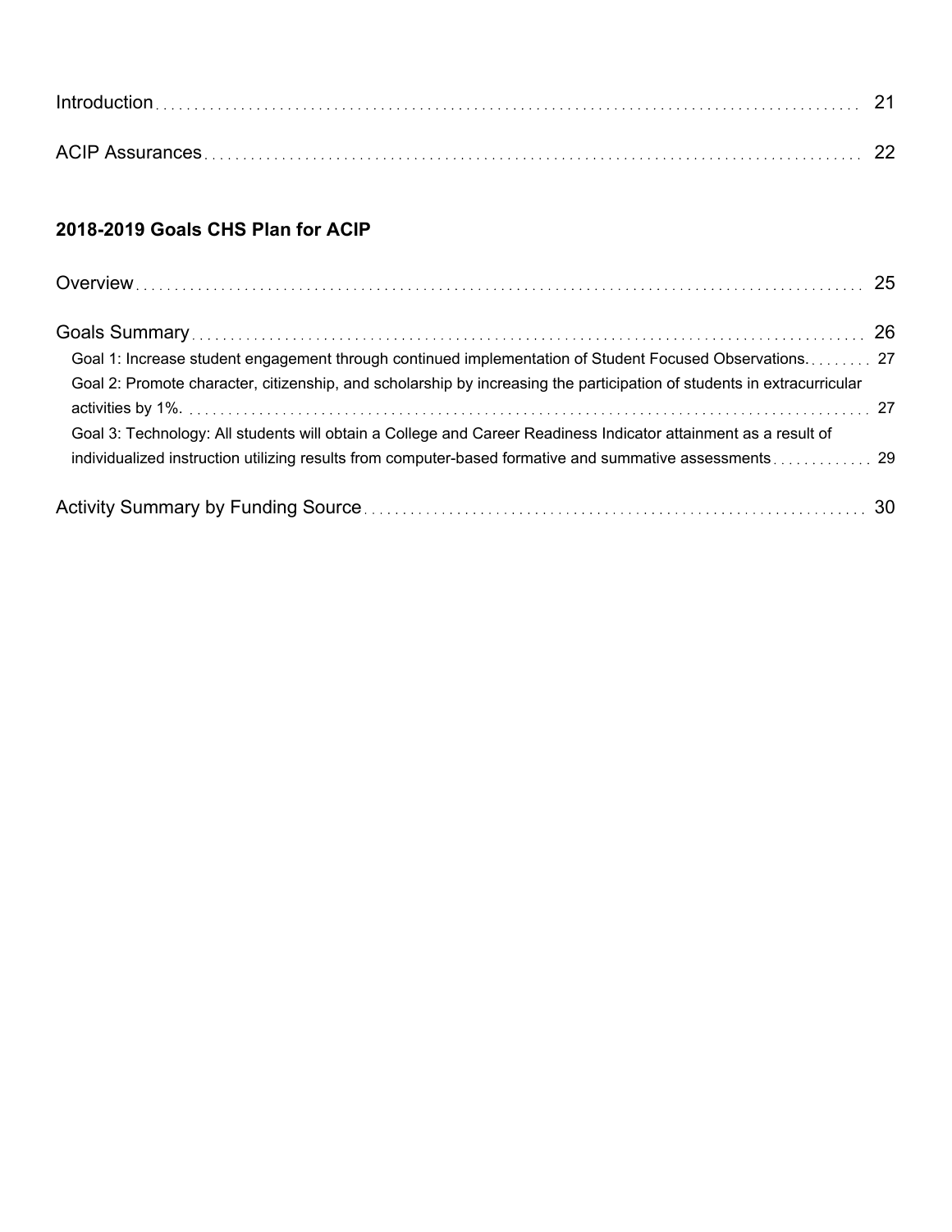Introduction ........ 21

ACIP Assurances ........ 22

## 2018-2019 Goals CHS Plan for ACIP

Overview ........ 25

Goals Summary ........ 26

- Goal 1: Increase student engagement through continued implementation of Student Focused Observations. ........ 27
- Goal 2: Promote character, citizenship, and scholarship by increasing the participation of students in extracurricular activities by 1%. ........ 27
- Goal 3: Technology: All students will obtain a College and Career Readiness Indicator attainment as a result of individualized instruction utilizing results from computer-based formative and summative assessments ........ 29

Activity Summary by Funding Source ........ 30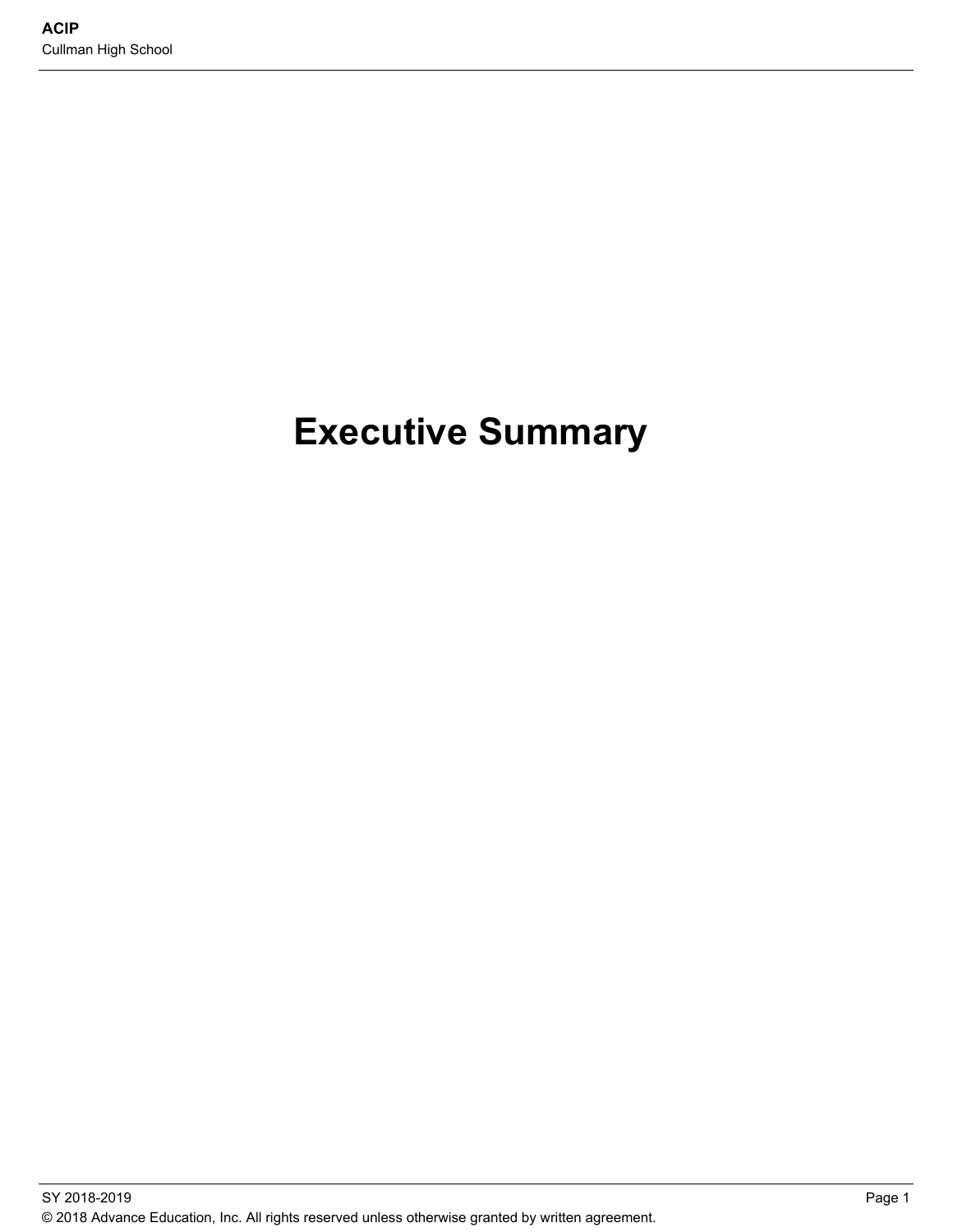# Executive Summary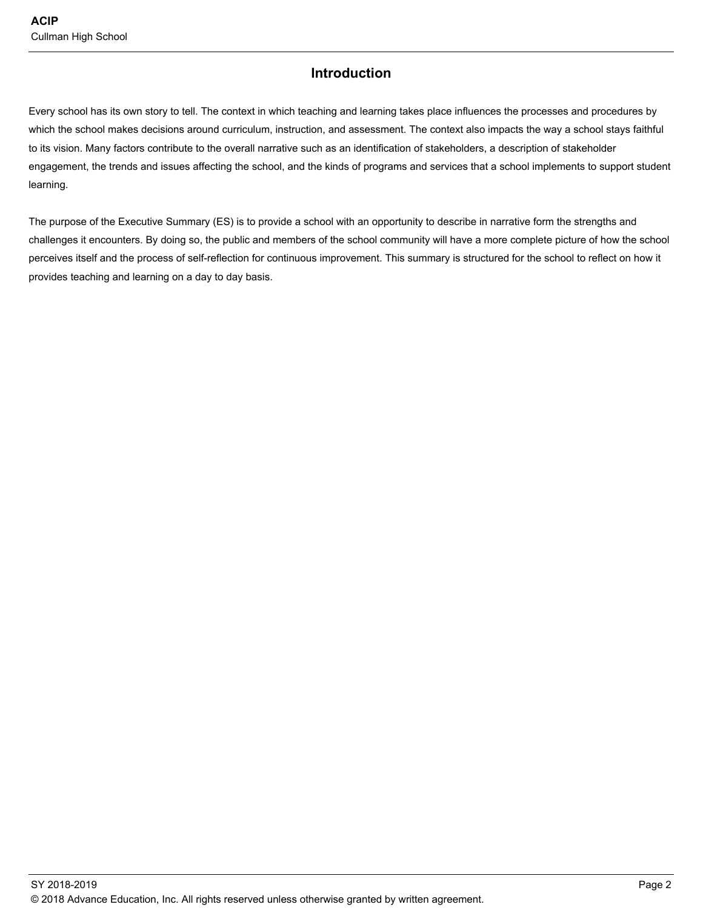## Introduction

Every school has its own story to tell. The context in which teaching and learning takes place influences the processes and procedures by which the school makes decisions around curriculum, instruction, and assessment. The context also impacts the way a school stays faithful to its vision. Many factors contribute to the overall narrative such as an identification of stakeholders, a description of stakeholder engagement, the trends and issues affecting the school, and the kinds of programs and services that a school implements to support student learning.

The purpose of the Executive Summary (ES) is to provide a school with an opportunity to describe in narrative form the strengths and challenges it encounters. By doing so, the public and members of the school community will have a more complete picture of how the school perceives itself and the process of self-reflection for continuous improvement. This summary is structured for the school to reflect on how it provides teaching and learning on a day to day basis.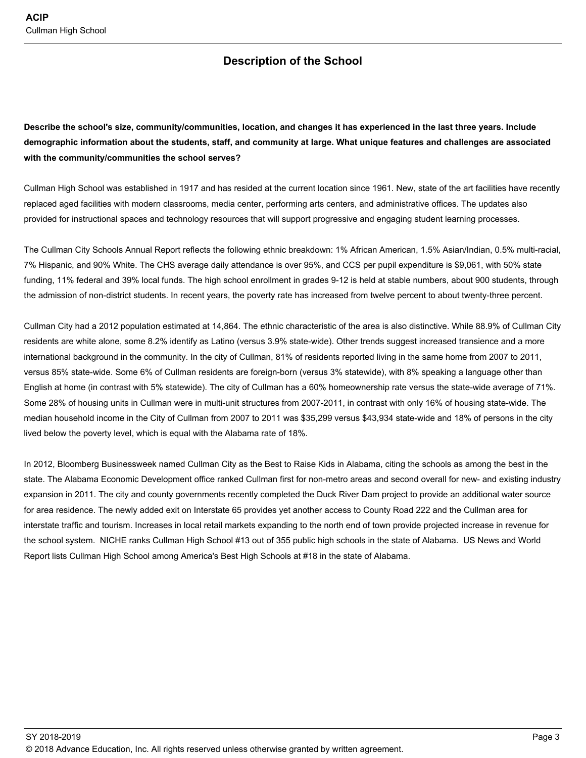## Description of the School

**Describe the school's size, community/communities, location, and changes it has experienced in the last three years. Include demographic information about the students, staff, and community at large. What unique features and challenges are associated with the community/communities the school serves?**

Cullman High School was established in 1917 and has resided at the current location since 1961. New, state of the art facilities have recently replaced aged facilities with modern classrooms, media center, performing arts centers, and administrative offices. The updates also provided for instructional spaces and technology resources that will support progressive and engaging student learning processes.

The Cullman City Schools Annual Report reflects the following ethnic breakdown: 1% African American, 1.5% Asian/Indian, 0.5% multi-racial, 7% Hispanic, and 90% White. The CHS average daily attendance is over 95%, and CCS per pupil expenditure is $9,061, with 50% state funding, 11% federal and 39% local funds. The high school enrollment in grades 9-12 is held at stable numbers, about 900 students, through the admission of non-district students. In recent years, the poverty rate has increased from twelve percent to about twenty-three percent.

Cullman City had a 2012 population estimated at 14,864. The ethnic characteristic of the area is also distinctive. While 88.9% of Cullman City residents are white alone, some 8.2% identify as Latino (versus 3.9% state-wide). Other trends suggest increased transience and a more international background in the community. In the city of Cullman, 81% of residents reported living in the same home from 2007 to 2011, versus 85% state-wide. Some 6% of Cullman residents are foreign-born (versus 3% statewide), with 8% speaking a language other than English at home (in contrast with 5% statewide). The city of Cullman has a 60% homeownership rate versus the state-wide average of 71%. Some 28% of housing units in Cullman were in multi-unit structures from 2007-2011, in contrast with only 16% of housing state-wide. The median household income in the City of Cullman from 2007 to 2011 was $35,299 versus $43,934 state-wide and 18% of persons in the city lived below the poverty level, which is equal with the Alabama rate of 18%.

In 2012, Bloomberg Businessweek named Cullman City as the Best to Raise Kids in Alabama, citing the schools as among the best in the state. The Alabama Economic Development office ranked Cullman first for non-metro areas and second overall for new- and existing industry expansion in 2011. The city and county governments recently completed the Duck River Dam project to provide an additional water source for area residence. The newly added exit on Interstate 65 provides yet another access to County Road 222 and the Cullman area for interstate traffic and tourism. Increases in local retail markets expanding to the north end of town provide projected increase in revenue for the school system. NICHE ranks Cullman High School #13 out of 355 public high schools in the state of Alabama. US News and World Report lists Cullman High School among America's Best High Schools at #18 in the state of Alabama.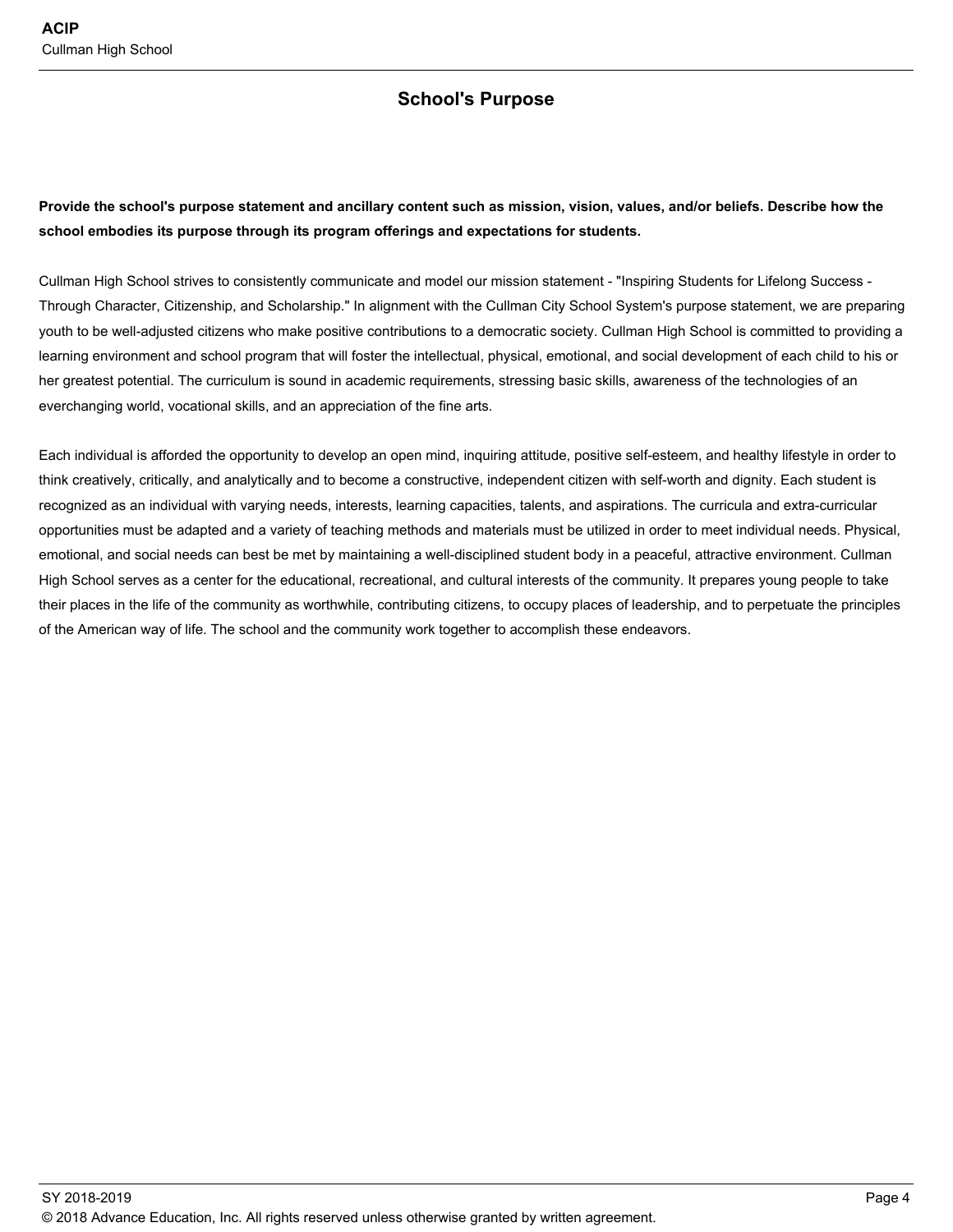## School's Purpose

**Provide the school's purpose statement and ancillary content such as mission, vision, values, and/or beliefs. Describe how the school embodies its purpose through its program offerings and expectations for students.**

Cullman High School strives to consistently communicate and model our mission statement - "Inspiring Students for Lifelong Success - Through Character, Citizenship, and Scholarship." In alignment with the Cullman City School System's purpose statement, we are preparing youth to be well-adjusted citizens who make positive contributions to a democratic society. Cullman High School is committed to providing a learning environment and school program that will foster the intellectual, physical, emotional, and social development of each child to his or her greatest potential. The curriculum is sound in academic requirements, stressing basic skills, awareness of the technologies of an everchanging world, vocational skills, and an appreciation of the fine arts.

Each individual is afforded the opportunity to develop an open mind, inquiring attitude, positive self-esteem, and healthy lifestyle in order to think creatively, critically, and analytically and to become a constructive, independent citizen with self-worth and dignity. Each student is recognized as an individual with varying needs, interests, learning capacities, talents, and aspirations. The curricula and extra-curricular opportunities must be adapted and a variety of teaching methods and materials must be utilized in order to meet individual needs. Physical, emotional, and social needs can best be met by maintaining a well-disciplined student body in a peaceful, attractive environment. Cullman High School serves as a center for the educational, recreational, and cultural interests of the community. It prepares young people to take their places in the life of the community as worthwhile, contributing citizens, to occupy places of leadership, and to perpetuate the principles of the American way of life. The school and the community work together to accomplish these endeavors.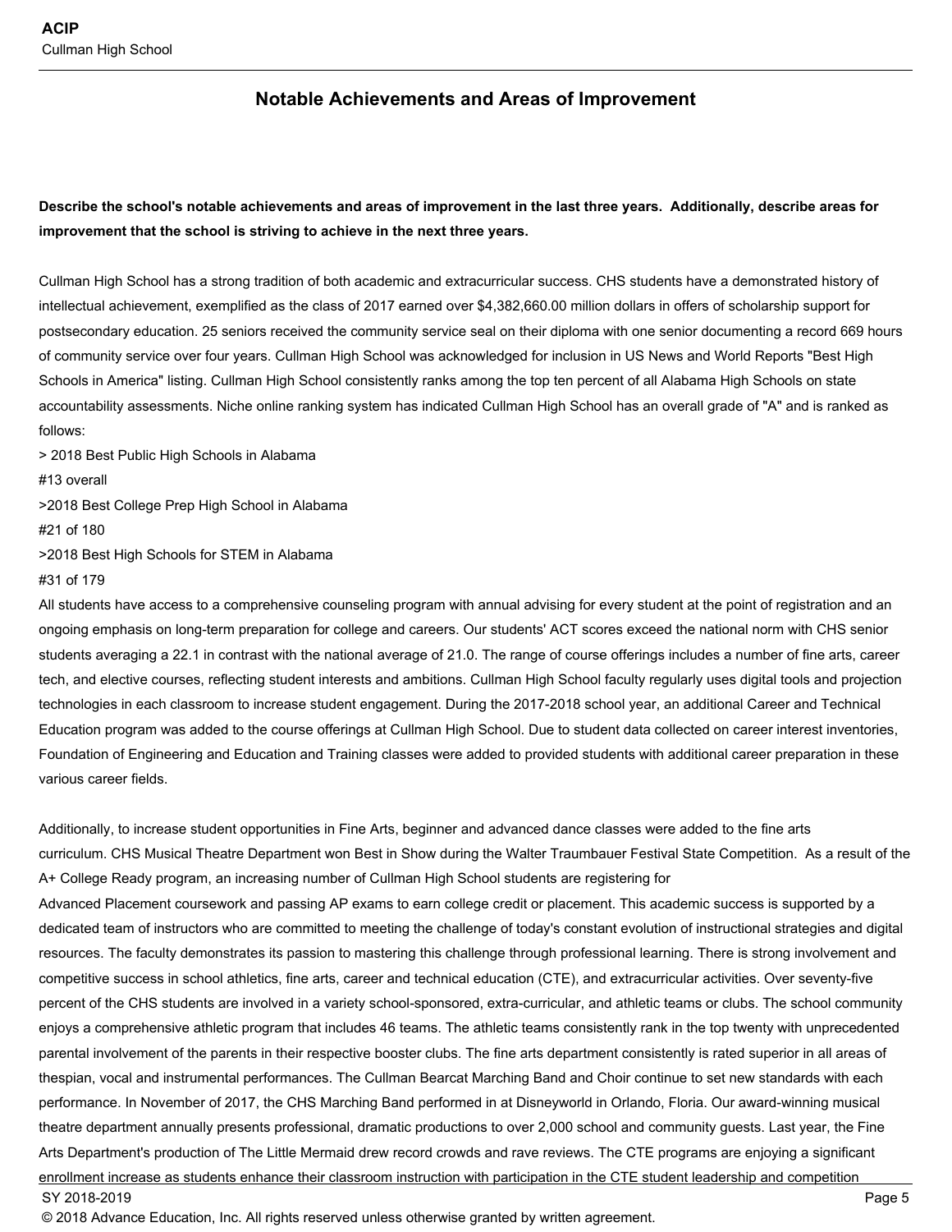## Notable Achievements and Areas of Improvement

**Describe the school's notable achievements and areas of improvement in the last three years. Additionally, describe areas for improvement that the school is striving to achieve in the next three years.**

Cullman High School has a strong tradition of both academic and extracurricular success. CHS students have a demonstrated history of intellectual achievement, exemplified as the class of 2017 earned over $4,382,660.00 million dollars in offers of scholarship support for postsecondary education. 25 seniors received the community service seal on their diploma with one senior documenting a record 669 hours of community service over four years. Cullman High School was acknowledged for inclusion in US News and World Reports "Best High Schools in America" listing. Cullman High School consistently ranks among the top ten percent of all Alabama High Schools on state accountability assessments. Niche online ranking system has indicated Cullman High School has an overall grade of "A" and is ranked as follows:

> 2018 Best Public High Schools in Alabama
#13 overall
>2018 Best College Prep High School in Alabama
#21 of 180
>2018 Best High Schools for STEM in Alabama
#31 of 179

All students have access to a comprehensive counseling program with annual advising for every student at the point of registration and an ongoing emphasis on long-term preparation for college and careers. Our students' ACT scores exceed the national norm with CHS senior students averaging a 22.1 in contrast with the national average of 21.0. The range of course offerings includes a number of fine arts, career tech, and elective courses, reflecting student interests and ambitions. Cullman High School faculty regularly uses digital tools and projection technologies in each classroom to increase student engagement. During the 2017-2018 school year, an additional Career and Technical Education program was added to the course offerings at Cullman High School. Due to student data collected on career interest inventories, Foundation of Engineering and Education and Training classes were added to provided students with additional career preparation in these various career fields.

Additionally, to increase student opportunities in Fine Arts, beginner and advanced dance classes were added to the fine arts curriculum. CHS Musical Theatre Department won Best in Show during the Walter Traumbauer Festival State Competition. As a result of the A+ College Ready program, an increasing number of Cullman High School students are registering for Advanced Placement coursework and passing AP exams to earn college credit or placement. This academic success is supported by a dedicated team of instructors who are committed to meeting the challenge of today's constant evolution of instructional strategies and digital resources. The faculty demonstrates its passion to mastering this challenge through professional learning. There is strong involvement and competitive success in school athletics, fine arts, career and technical education (CTE), and extracurricular activities. Over seventy-five percent of the CHS students are involved in a variety school-sponsored, extra-curricular, and athletic teams or clubs. The school community enjoys a comprehensive athletic program that includes 46 teams. The athletic teams consistently rank in the top twenty with unprecedented parental involvement of the parents in their respective booster clubs. The fine arts department consistently is rated superior in all areas of thespian, vocal and instrumental performances. The Cullman Bearcat Marching Band and Choir continue to set new standards with each performance. In November of 2017, the CHS Marching Band performed in at Disneyworld in Orlando, Floria. Our award-winning musical theatre department annually presents professional, dramatic productions to over 2,000 school and community guests. Last year, the Fine Arts Department's production of The Little Mermaid drew record crowds and rave reviews. The CTE programs are enjoying a significant enrollment increase as students enhance their classroom instruction with participation in the CTE student leadership and competition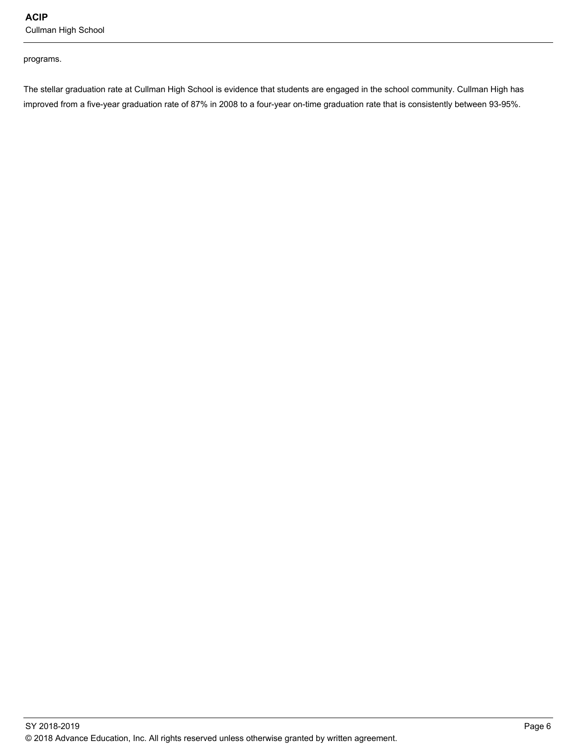programs.

The stellar graduation rate at Cullman High School is evidence that students are engaged in the school community. Cullman High has improved from a five-year graduation rate of 87% in 2008 to a four-year on-time graduation rate that is consistently between 93-95%.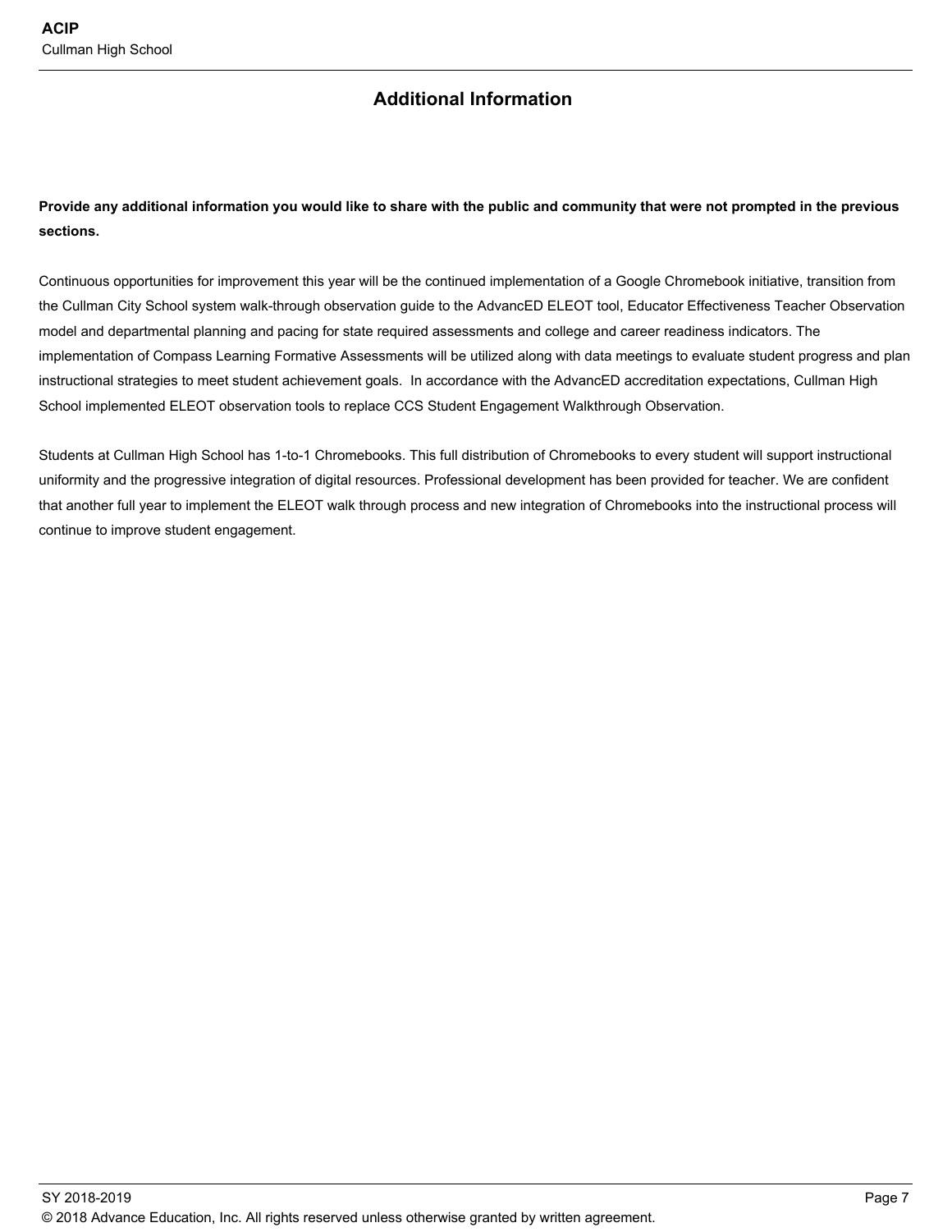## Additional Information

**Provide any additional information you would like to share with the public and community that were not prompted in the previous sections.**

Continuous opportunities for improvement this year will be the continued implementation of a Google Chromebook initiative, transition from the Cullman City School system walk-through observation guide to the AdvancED ELEOT tool, Educator Effectiveness Teacher Observation model and departmental planning and pacing for state required assessments and college and career readiness indicators. The implementation of Compass Learning Formative Assessments will be utilized along with data meetings to evaluate student progress and plan instructional strategies to meet student achievement goals. In accordance with the AdvancED accreditation expectations, Cullman High School implemented ELEOT observation tools to replace CCS Student Engagement Walkthrough Observation.

Students at Cullman High School has 1-to-1 Chromebooks. This full distribution of Chromebooks to every student will support instructional uniformity and the progressive integration of digital resources. Professional development has been provided for teacher. We are confident that another full year to implement the ELEOT walk through process and new integration of Chromebooks into the instructional process will continue to improve student engagement.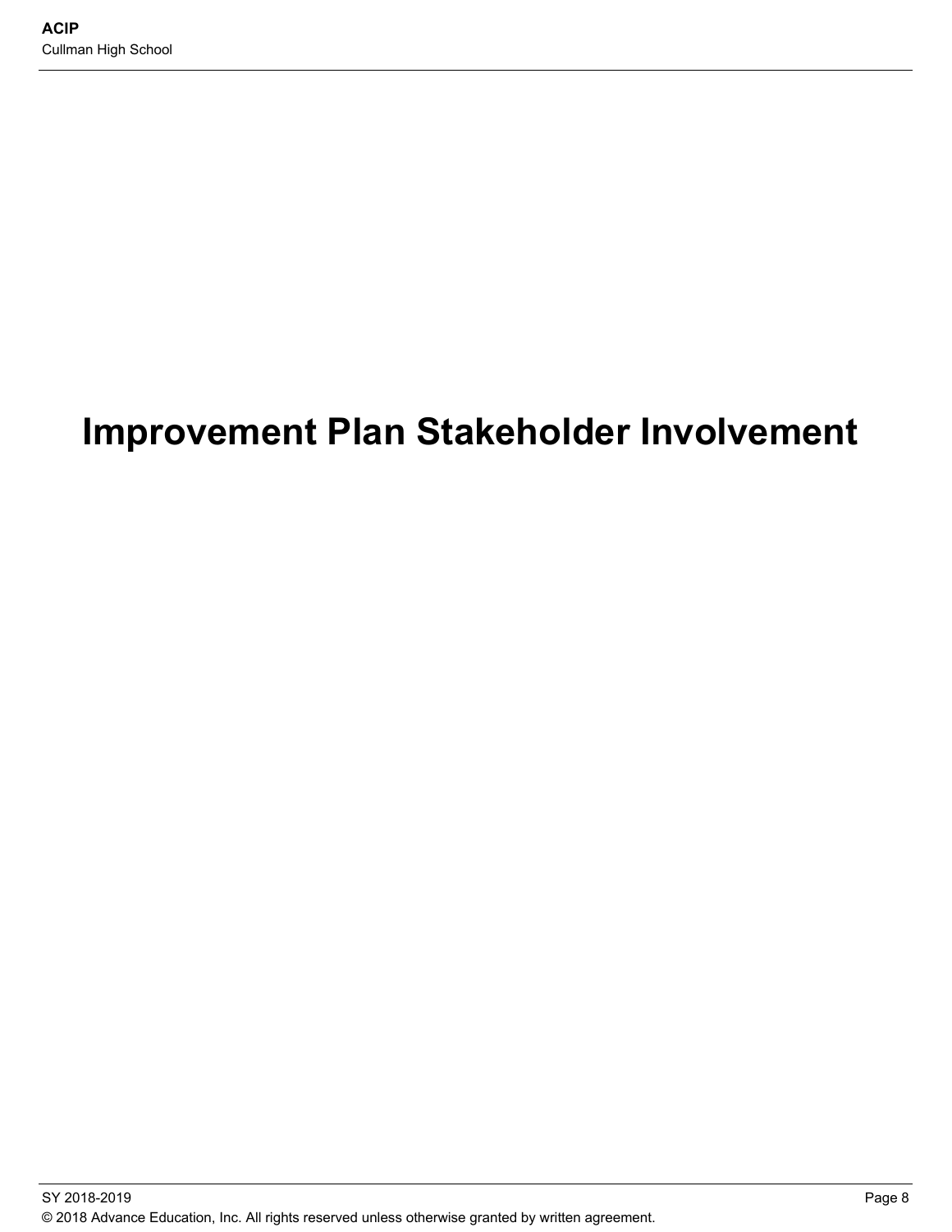# Improvement Plan Stakeholder Involvement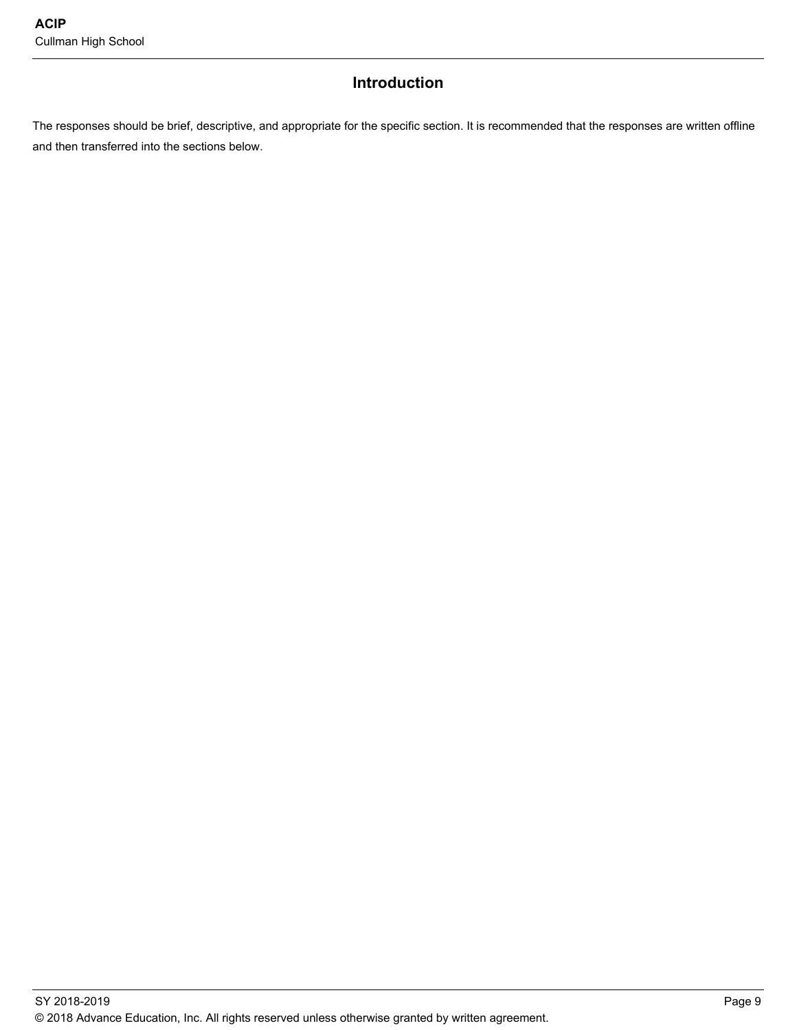## Introduction

The responses should be brief, descriptive, and appropriate for the specific section. It is recommended that the responses are written offline and then transferred into the sections below.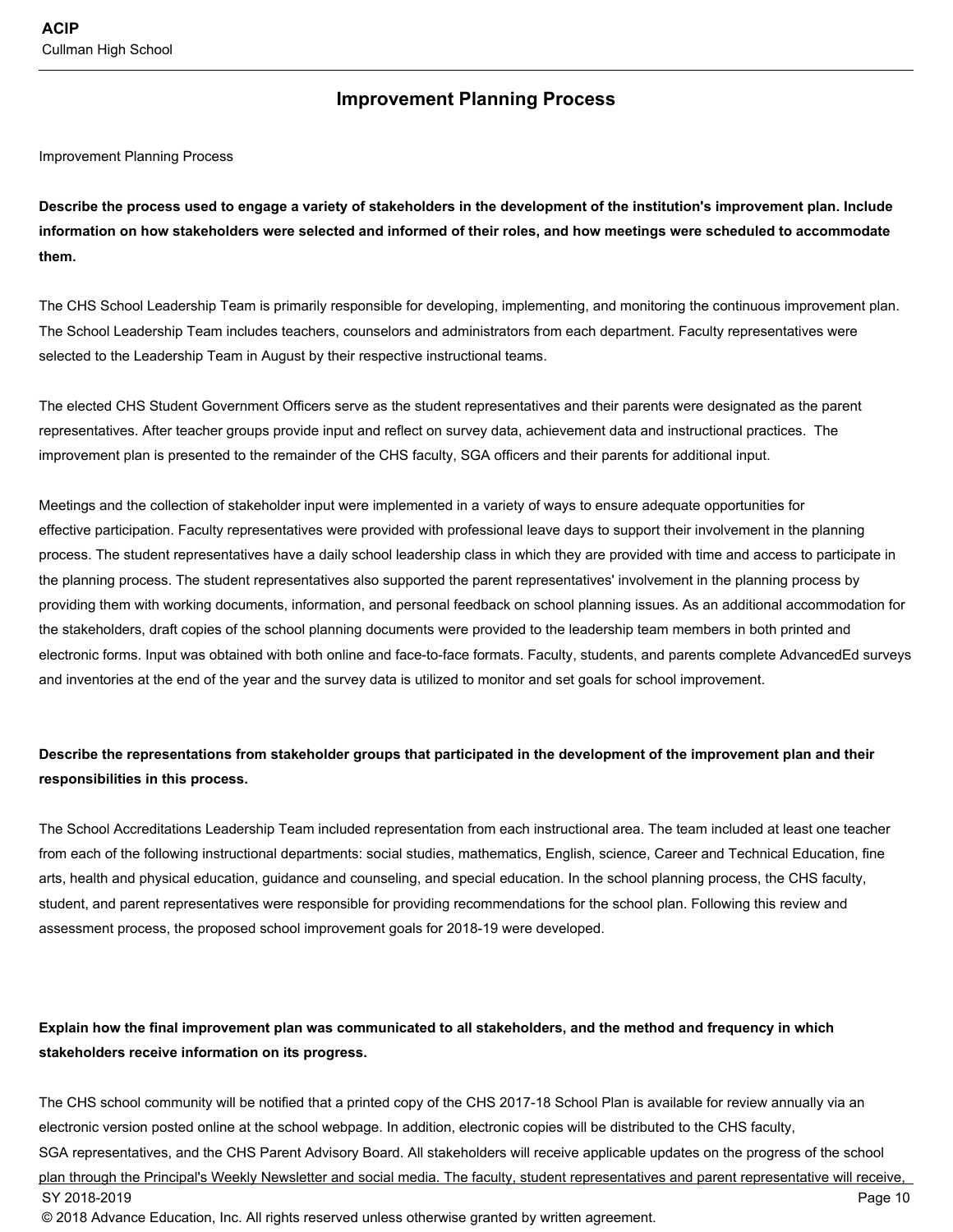## Improvement Planning Process

Improvement Planning Process

**Describe the process used to engage a variety of stakeholders in the development of the institution's improvement plan. Include information on how stakeholders were selected and informed of their roles, and how meetings were scheduled to accommodate them.**

The CHS School Leadership Team is primarily responsible for developing, implementing, and monitoring the continuous improvement plan. The School Leadership Team includes teachers, counselors and administrators from each department. Faculty representatives were selected to the Leadership Team in August by their respective instructional teams.

The elected CHS Student Government Officers serve as the student representatives and their parents were designated as the parent representatives. After teacher groups provide input and reflect on survey data, achievement data and instructional practices. The improvement plan is presented to the remainder of the CHS faculty, SGA officers and their parents for additional input.

Meetings and the collection of stakeholder input were implemented in a variety of ways to ensure adequate opportunities for effective participation. Faculty representatives were provided with professional leave days to support their involvement in the planning process. The student representatives have a daily school leadership class in which they are provided with time and access to participate in the planning process. The student representatives also supported the parent representatives' involvement in the planning process by providing them with working documents, information, and personal feedback on school planning issues. As an additional accommodation for the stakeholders, draft copies of the school planning documents were provided to the leadership team members in both printed and electronic forms. Input was obtained with both online and face-to-face formats. Faculty, students, and parents complete AdvancedEd surveys and inventories at the end of the year and the survey data is utilized to monitor and set goals for school improvement.

**Describe the representations from stakeholder groups that participated in the development of the improvement plan and their responsibilities in this process.**

The School Accreditations Leadership Team included representation from each instructional area. The team included at least one teacher from each of the following instructional departments: social studies, mathematics, English, science, Career and Technical Education, fine arts, health and physical education, guidance and counseling, and special education. In the school planning process, the CHS faculty, student, and parent representatives were responsible for providing recommendations for the school plan. Following this review and assessment process, the proposed school improvement goals for 2018-19 were developed.

**Explain how the final improvement plan was communicated to all stakeholders, and the method and frequency in which stakeholders receive information on its progress.**

The CHS school community will be notified that a printed copy of the CHS 2017-18 School Plan is available for review annually via an electronic version posted online at the school webpage. In addition, electronic copies will be distributed to the CHS faculty, SGA representatives, and the CHS Parent Advisory Board. All stakeholders will receive applicable updates on the progress of the school plan through the Principal's Weekly Newsletter and social media. The faculty, student representatives and parent representative will receive,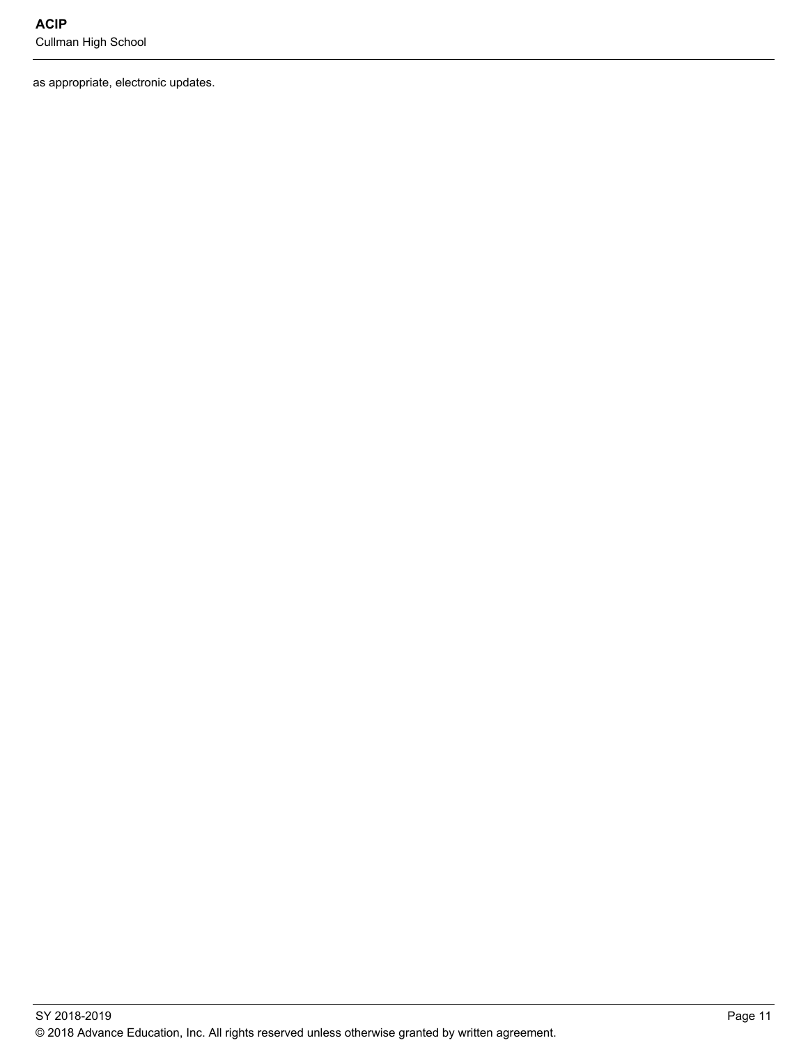as appropriate, electronic updates.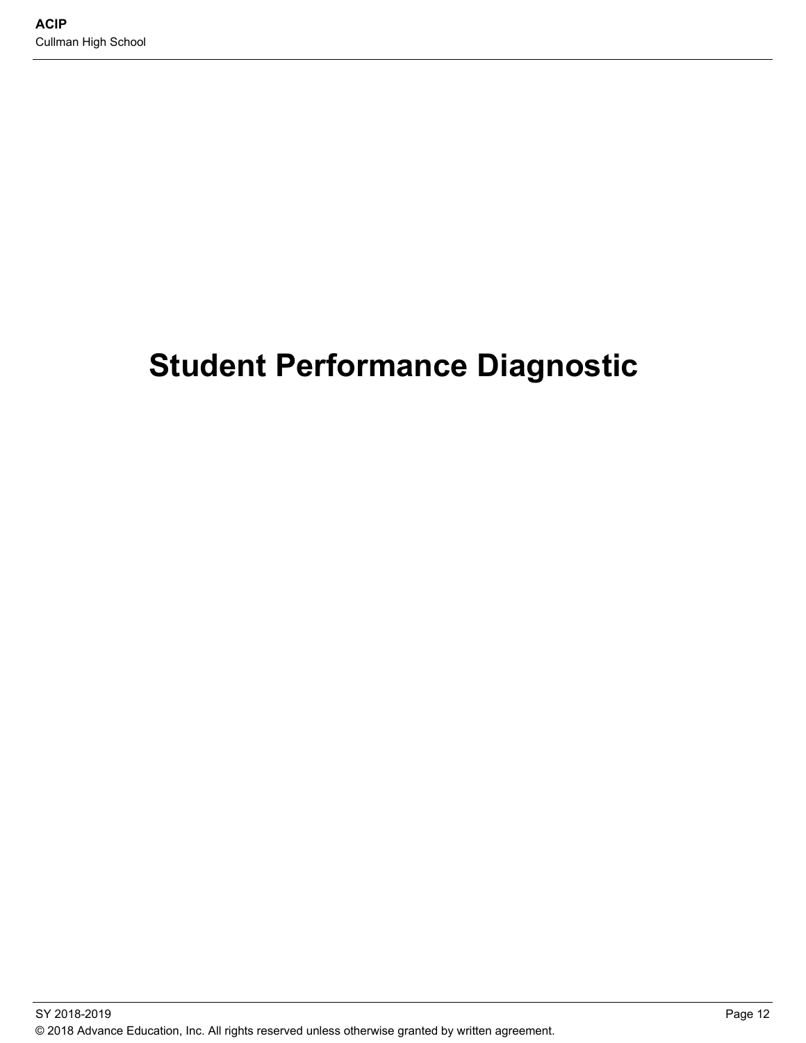# Student Performance Diagnostic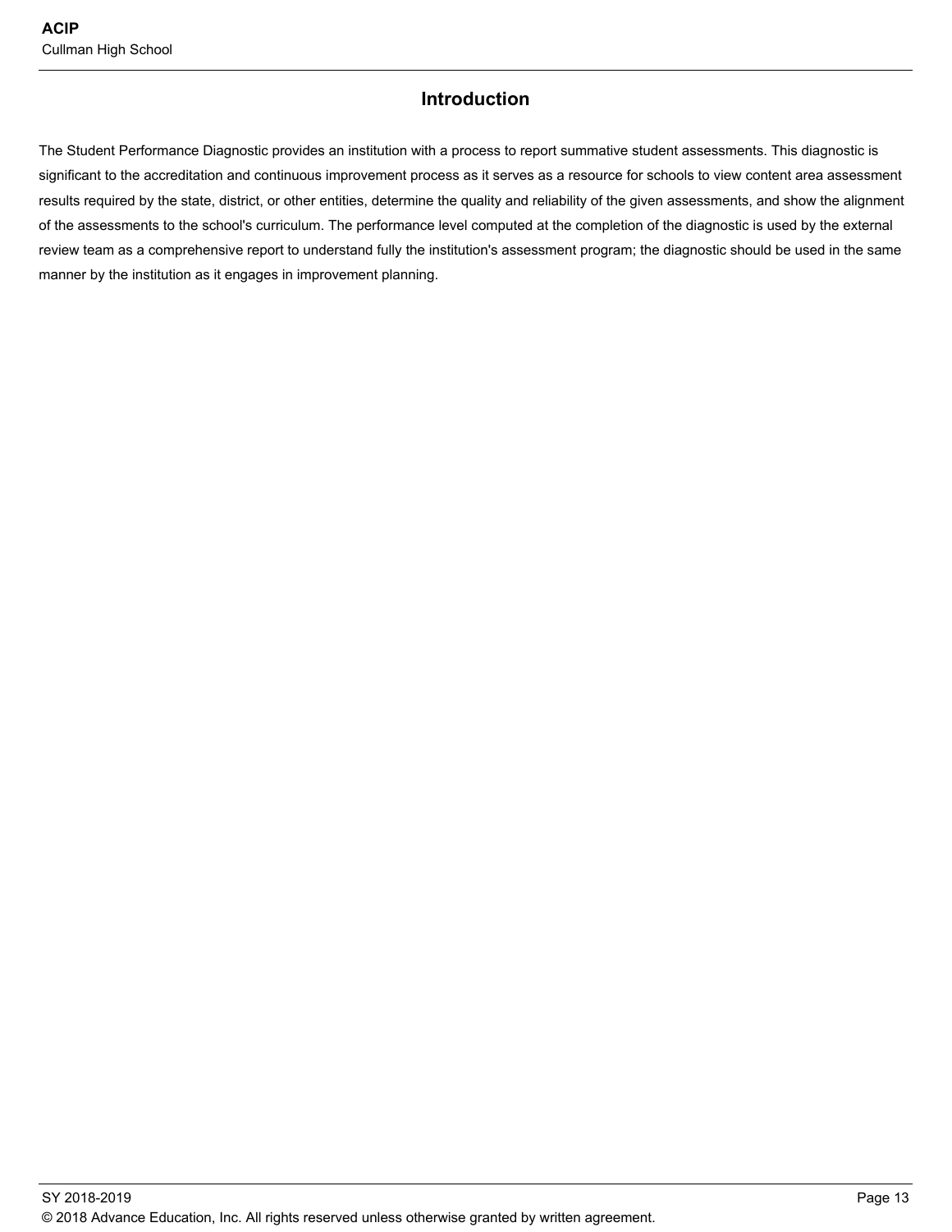## Introduction

The Student Performance Diagnostic provides an institution with a process to report summative student assessments. This diagnostic is significant to the accreditation and continuous improvement process as it serves as a resource for schools to view content area assessment results required by the state, district, or other entities, determine the quality and reliability of the given assessments, and show the alignment of the assessments to the school's curriculum. The performance level computed at the completion of the diagnostic is used by the external review team as a comprehensive report to understand fully the institution's assessment program; the diagnostic should be used in the same manner by the institution as it engages in improvement planning.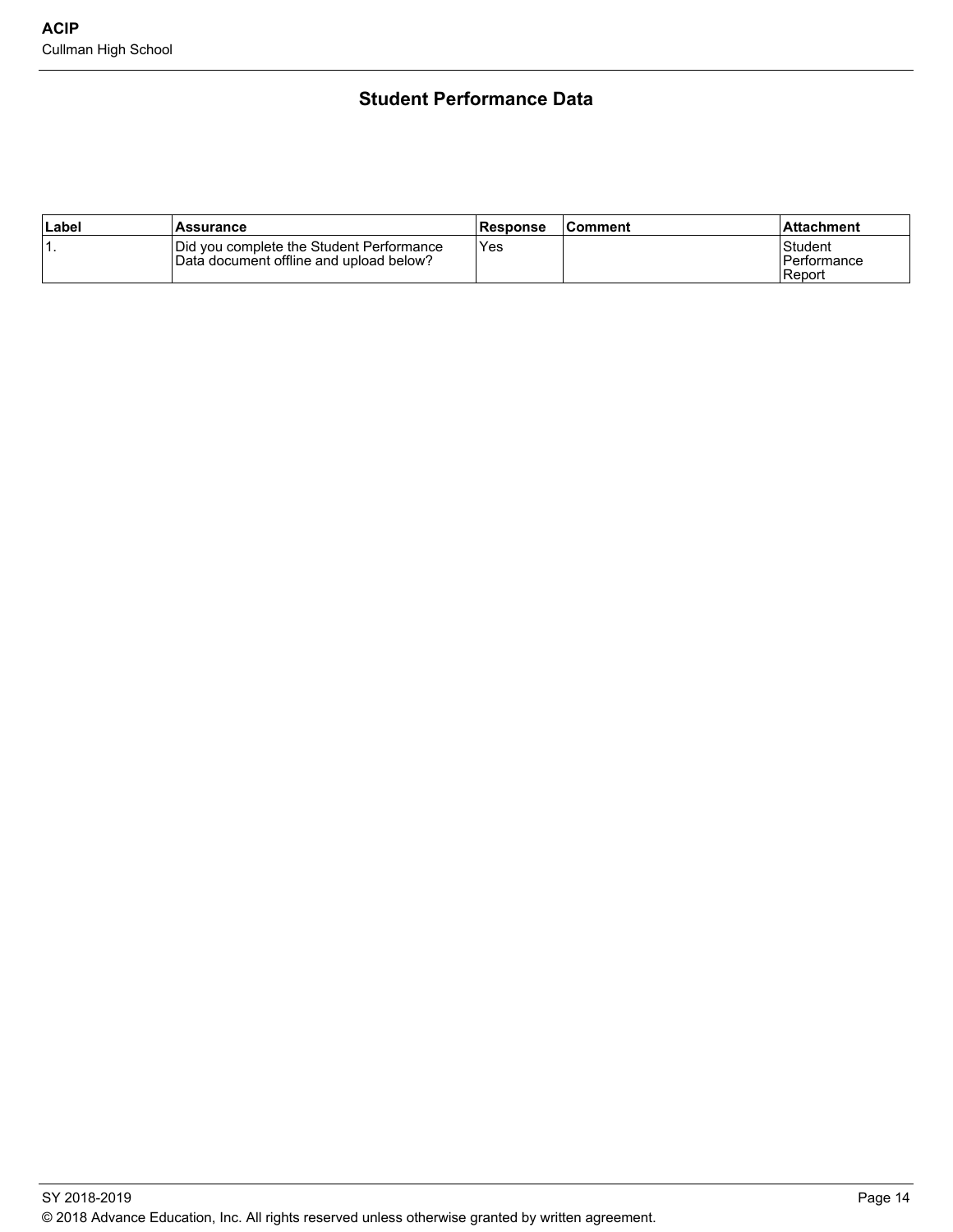## Student Performance Data

| Label | Assurance | Response | Comment | Attachment |
|---|---|---|---|---|
| 1. | Did you complete the Student Performance Data document offline and upload below? | Yes | | Student Performance Report |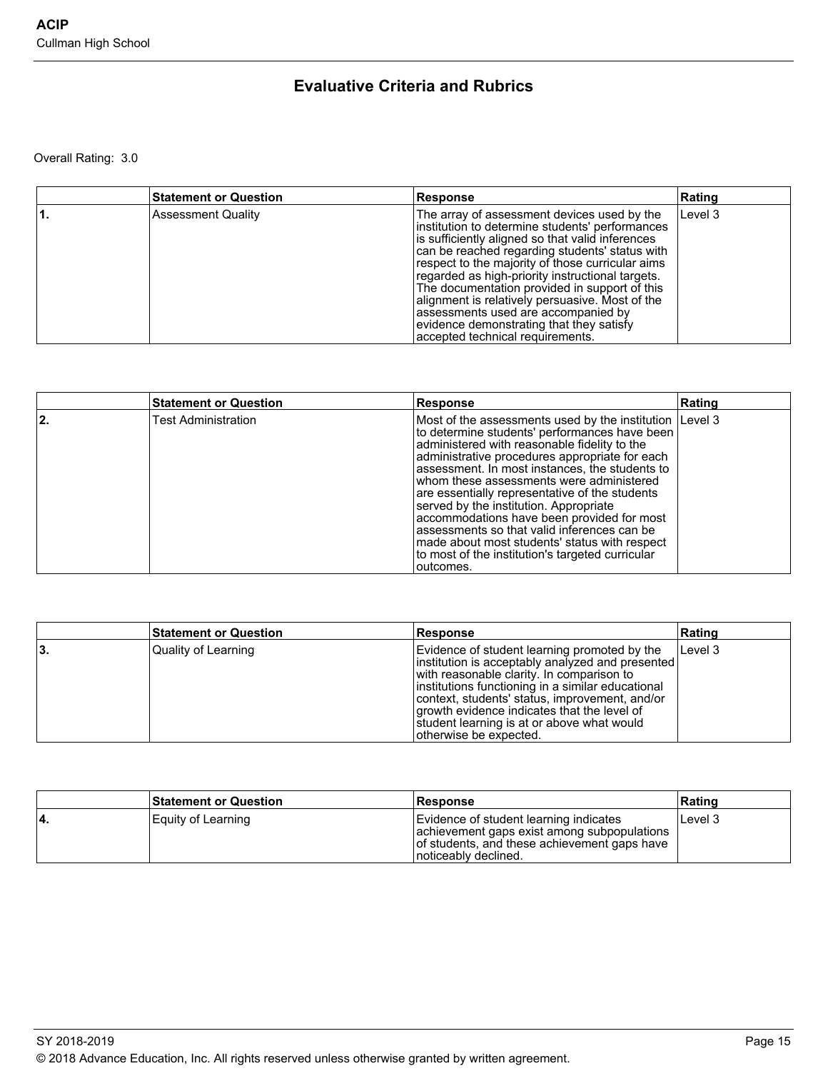## Evaluative Criteria and Rubrics

Overall Rating: 3.0

| | Statement or Question | Response | Rating |
|---|---|---|---|
| 1. | Assessment Quality | The array of assessment devices used by the institution to determine students' performances is sufficiently aligned so that valid inferences can be reached regarding students' status with respect to the majority of those curricular aims regarded as high-priority instructional targets. The documentation provided in support of this alignment is relatively persuasive. Most of the assessments used are accompanied by evidence demonstrating that they satisfy accepted technical requirements. | Level 3 |

| | Statement or Question | Response | Rating |
|---|---|---|---|
| 2. | Test Administration | Most of the assessments used by the institution to determine students' performances have been administered with reasonable fidelity to the administrative procedures appropriate for each assessment. In most instances, the students to whom these assessments were administered are essentially representative of the students served by the institution. Appropriate accommodations have been provided for most assessments so that valid inferences can be made about most students' status with respect to most of the institution's targeted curricular outcomes. | Level 3 |

| | Statement or Question | Response | Rating |
|---|---|---|---|
| 3. | Quality of Learning | Evidence of student learning promoted by the institution is acceptably analyzed and presented with reasonable clarity. In comparison to institutions functioning in a similar educational context, students' status, improvement, and/or growth evidence indicates that the level of student learning is at or above what would otherwise be expected. | Level 3 |

| | Statement or Question | Response | Rating |
|---|---|---|---|
| 4. | Equity of Learning | Evidence of student learning indicates achievement gaps exist among subpopulations of students, and these achievement gaps have noticeably declined. | Level 3 |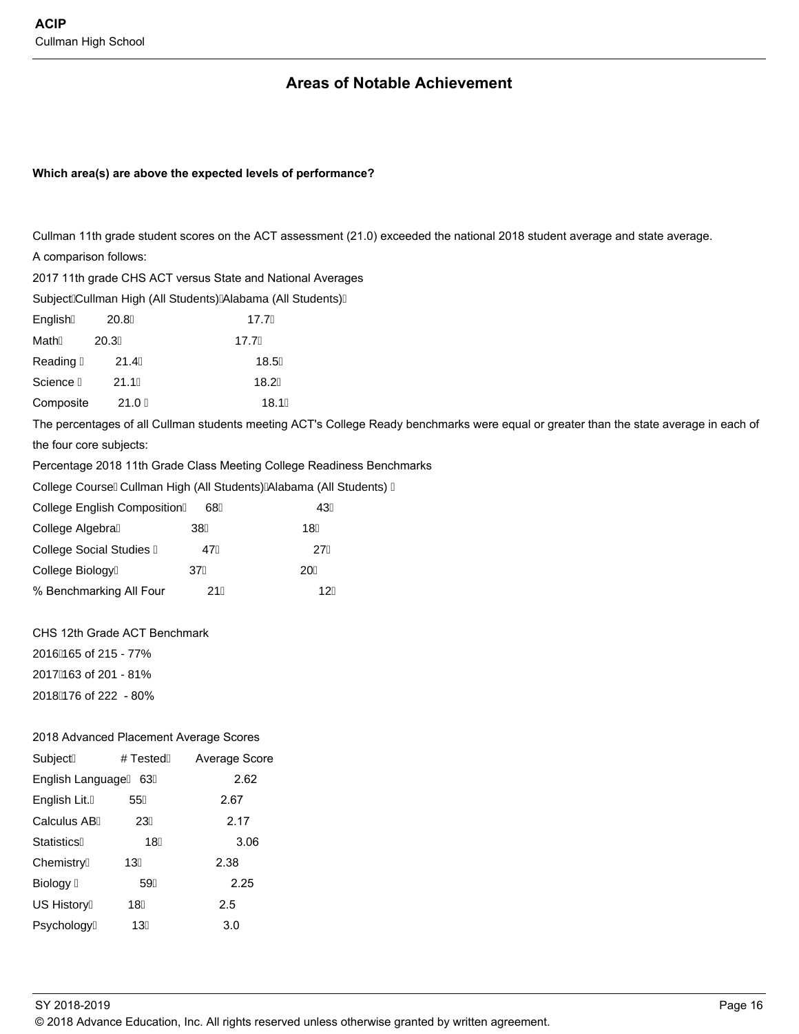## Areas of Notable Achievement

**Which area(s) are above the expected levels of performance?**

Cullman 11th grade student scores on the ACT assessment (21.0) exceeded the national 2018 student average and state average.

A comparison follows:

2017 11th grade CHS ACT versus State and National Averages

| Subject | Cullman High (All Students) | Alabama (All Students) |
|---|---|---|
| English | 20.8 | 17.7 |
| Math | 20.3 | 17.7 |
| Reading | 21.4 | 18.5 |
| Science | 21.1 | 18.2 |
| Composite | 21.0 | 18.1 |

The percentages of all Cullman students meeting ACT's College Ready benchmarks were equal or greater than the state average in each of the four core subjects:

Percentage 2018 11th Grade Class Meeting College Readiness Benchmarks

| College Course | Cullman High (All Students) | Alabama (All Students) |
|---|---|---|
| College English Composition | 68 | 43 |
| College Algebra | 38 | 18 |
| College Social Studies | 47 | 27 |
| College Biology | 37 | 20 |
| % Benchmarking All Four | 21 | 12 |

CHS 12th Grade ACT Benchmark

| Year | Result |
|---|---|
| 2016 | 165 of 215 - 77% |
| 2017 | 163 of 201 - 81% |
| 2018 | 176 of 222 - 80% |

2018 Advanced Placement Average Scores

| Subject | # Tested | Average Score |
|---|---|---|
| English Language | 63 | 2.62 |
| English Lit. | 55 | 2.67 |
| Calculus AB | 23 | 2.17 |
| Statistics | 18 | 3.06 |
| Chemistry | 13 | 2.38 |
| Biology | 59 | 2.25 |
| US History | 18 | 2.5 |
| Psychology | 13 | 3.0 |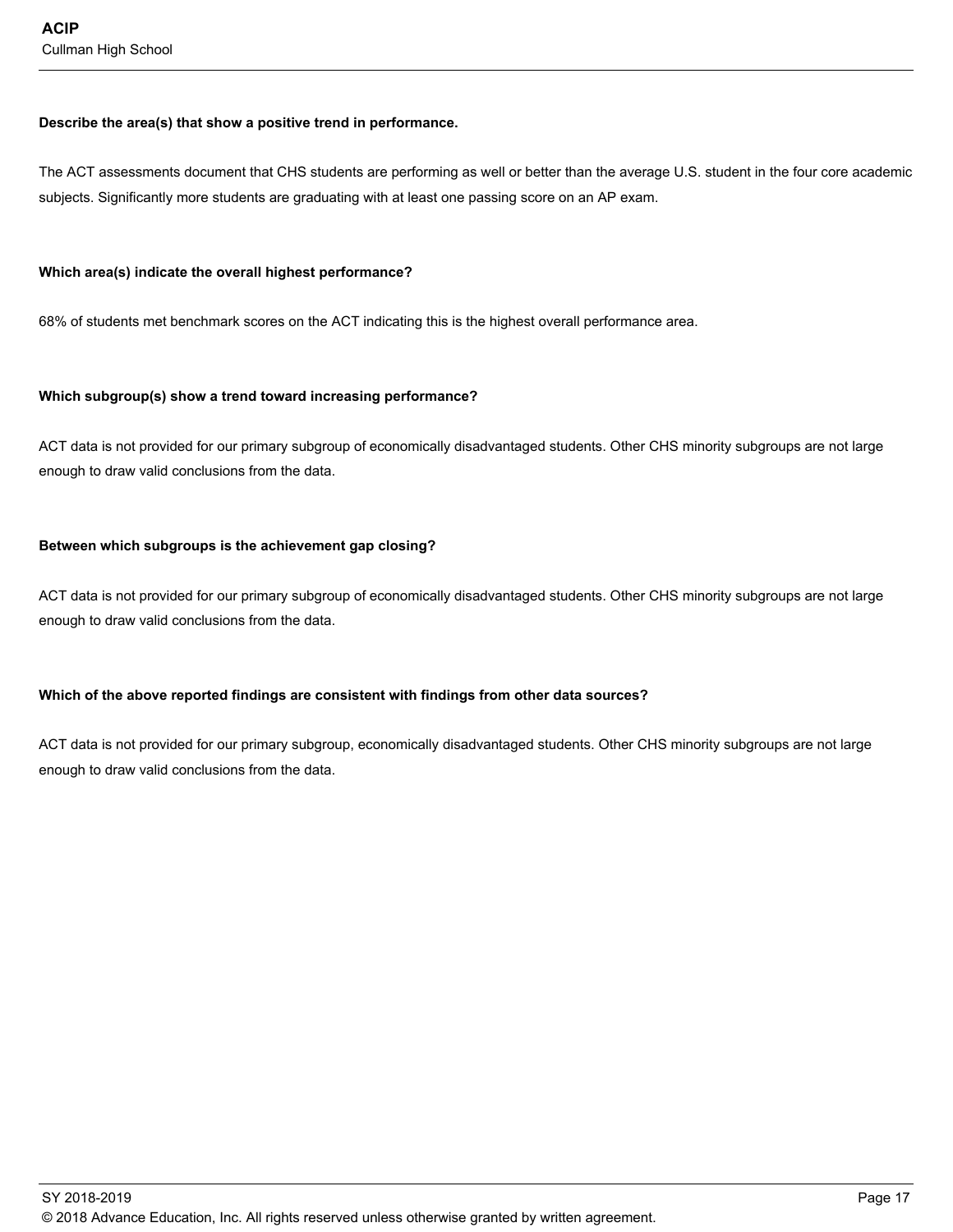**Describe the area(s) that show a positive trend in performance.**

The ACT assessments document that CHS students are performing as well or better than the average U.S. student in the four core academic subjects. Significantly more students are graduating with at least one passing score on an AP exam.

**Which area(s) indicate the overall highest performance?**

68% of students met benchmark scores on the ACT indicating this is the highest overall performance area.

**Which subgroup(s) show a trend toward increasing performance?**

ACT data is not provided for our primary subgroup of economically disadvantaged students. Other CHS minority subgroups are not large enough to draw valid conclusions from the data.

**Between which subgroups is the achievement gap closing?**

ACT data is not provided for our primary subgroup of economically disadvantaged students. Other CHS minority subgroups are not large enough to draw valid conclusions from the data.

**Which of the above reported findings are consistent with findings from other data sources?**

ACT data is not provided for our primary subgroup, economically disadvantaged students. Other CHS minority subgroups are not large enough to draw valid conclusions from the data.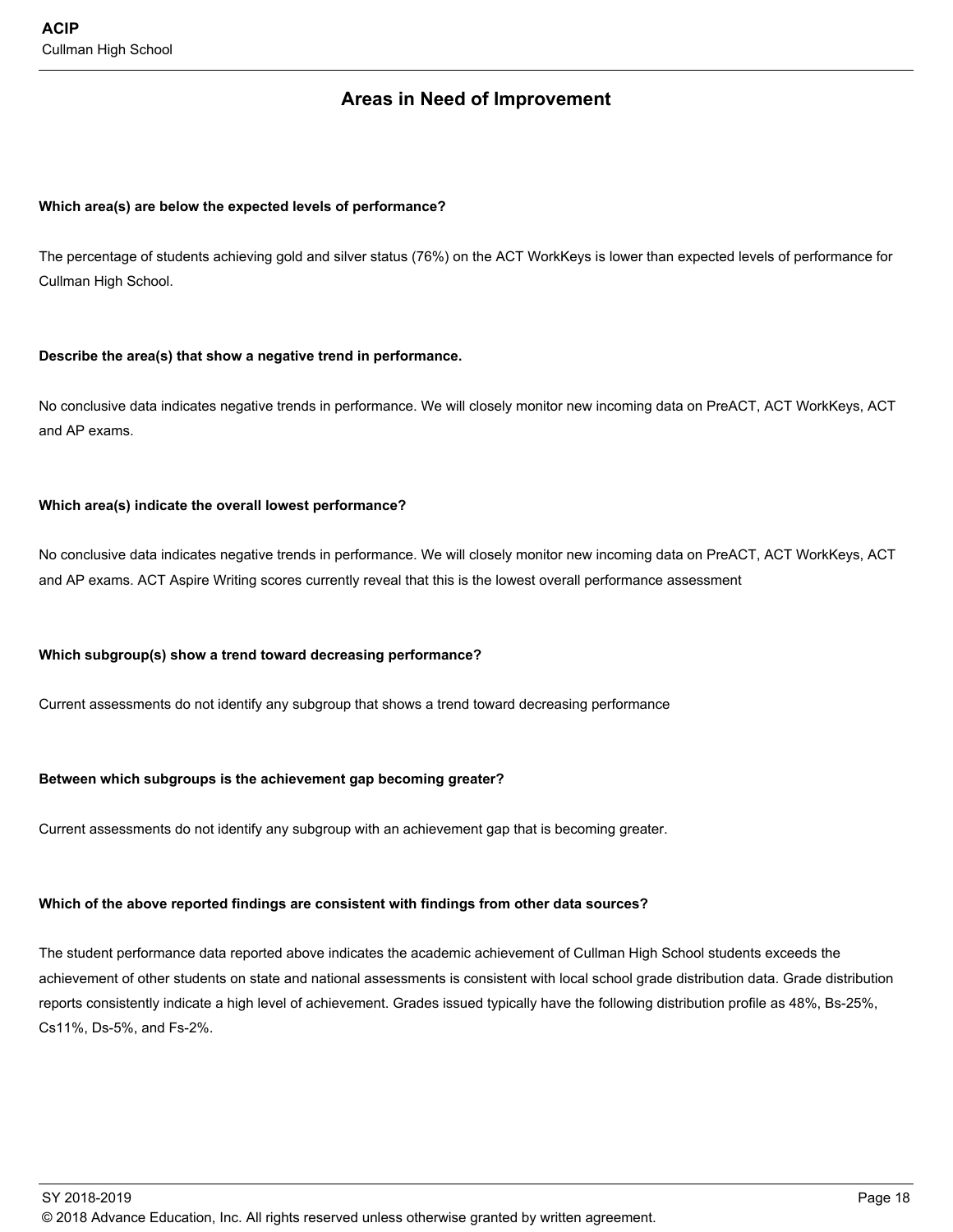## Areas in Need of Improvement

**Which area(s) are below the expected levels of performance?**

The percentage of students achieving gold and silver status (76%) on the ACT WorkKeys is lower than expected levels of performance for Cullman High School.

**Describe the area(s) that show a negative trend in performance.**

No conclusive data indicates negative trends in performance. We will closely monitor new incoming data on PreACT, ACT WorkKeys, ACT and AP exams.

**Which area(s) indicate the overall lowest performance?**

No conclusive data indicates negative trends in performance. We will closely monitor new incoming data on PreACT, ACT WorkKeys, ACT and AP exams. ACT Aspire Writing scores currently reveal that this is the lowest overall performance assessment

**Which subgroup(s) show a trend toward decreasing performance?**

Current assessments do not identify any subgroup that shows a trend toward decreasing performance

**Between which subgroups is the achievement gap becoming greater?**

Current assessments do not identify any subgroup with an achievement gap that is becoming greater.

**Which of the above reported findings are consistent with findings from other data sources?**

The student performance data reported above indicates the academic achievement of Cullman High School students exceeds the achievement of other students on state and national assessments is consistent with local school grade distribution data. Grade distribution reports consistently indicate a high level of achievement. Grades issued typically have the following distribution profile as 48%, Bs-25%, Cs11%, Ds-5%, and Fs-2%.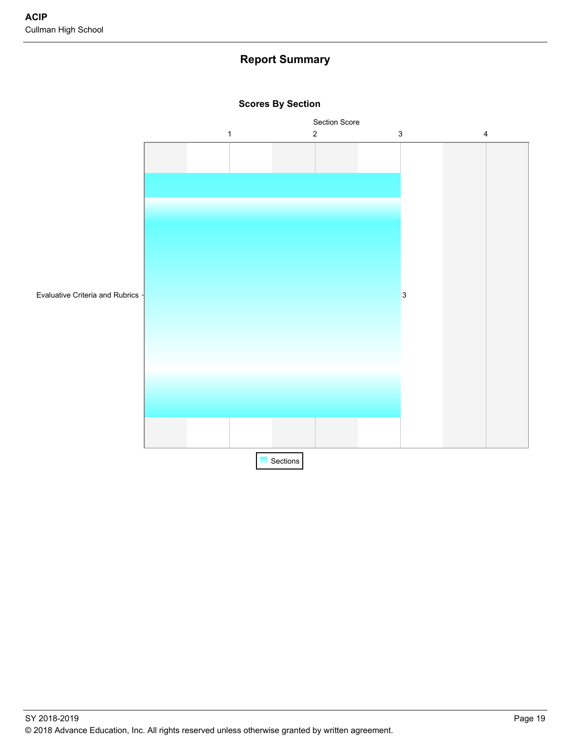# Report Summary

## Scores By Section

Section Score

| Section | Score |
|---|---|
| Evaluative Criteria and Rubrics | 3 |

Sections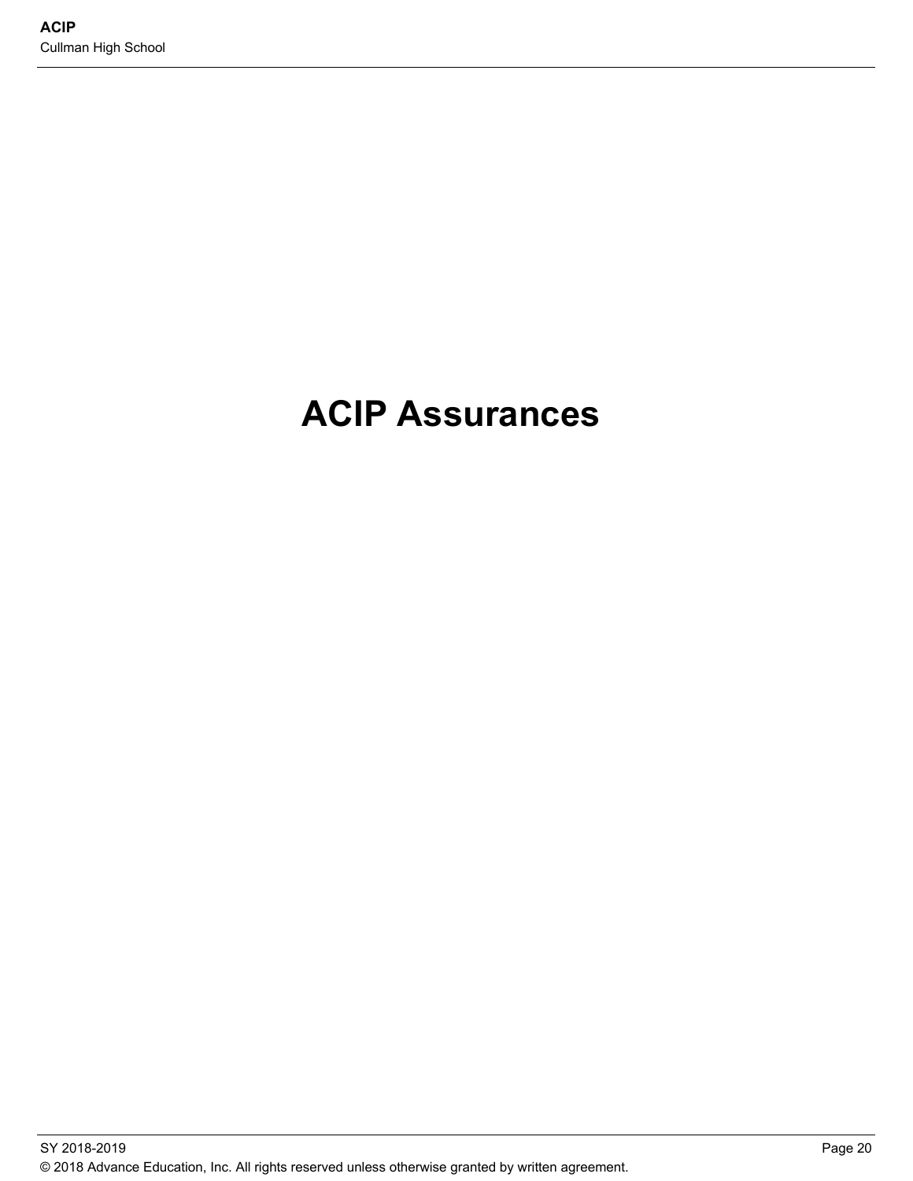# ACIP Assurances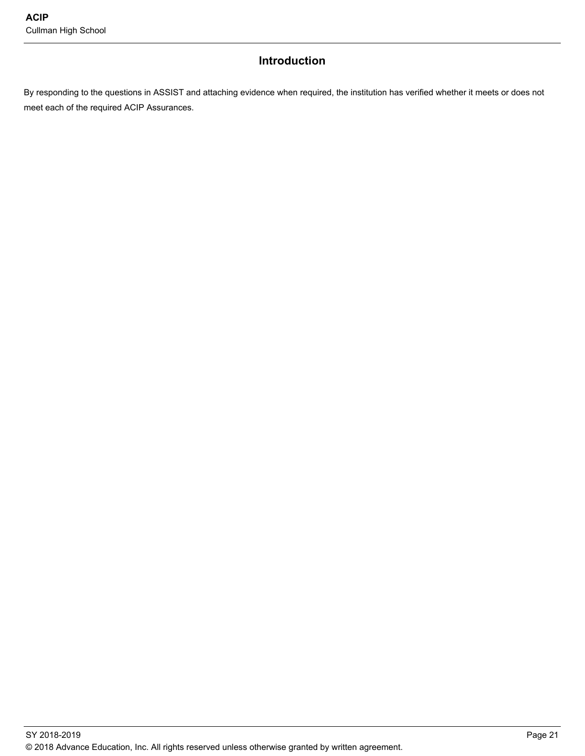## Introduction

By responding to the questions in ASSIST and attaching evidence when required, the institution has verified whether it meets or does not meet each of the required ACIP Assurances.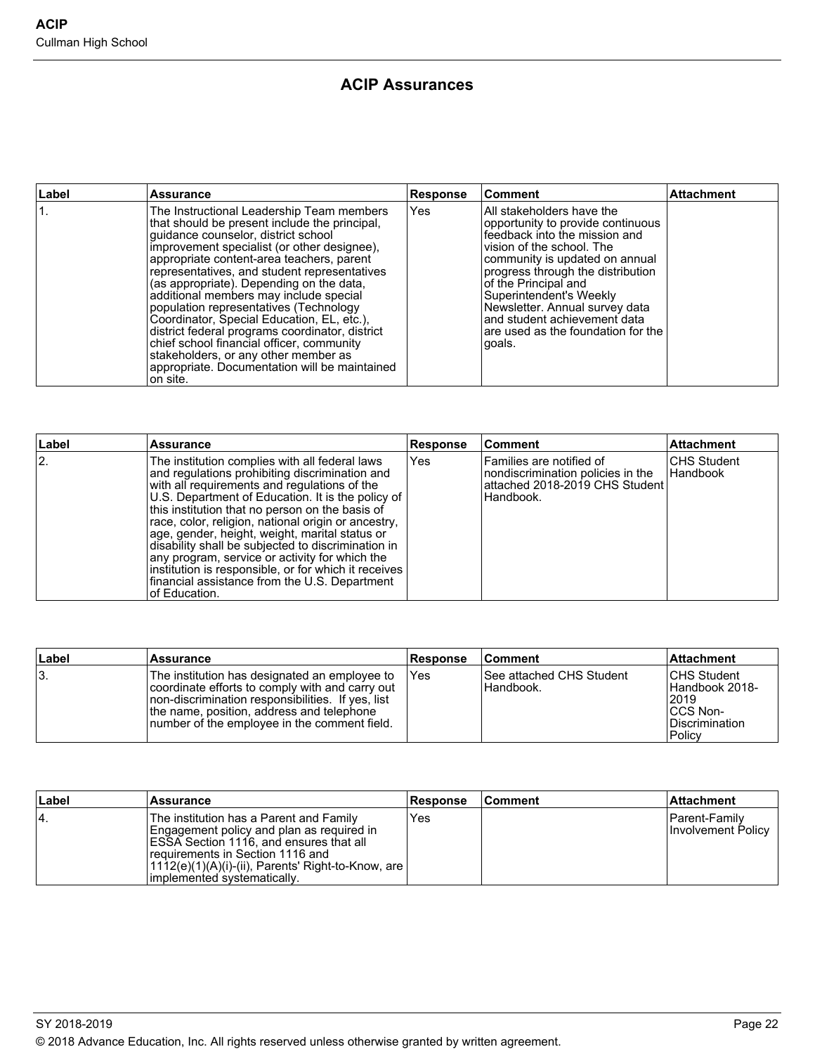# ACIP Assurances

| Label | Assurance | Response | Comment | Attachment |
|---|---|---|---|---|
| 1. | The Instructional Leadership Team members that should be present include the principal, guidance counselor, district school improvement specialist (or other designee), appropriate content-area teachers, parent representatives, and student representatives (as appropriate). Depending on the data, additional members may include special population representatives (Technology Coordinator, Special Education, EL, etc.), district federal programs coordinator, district chief school financial officer, community stakeholders, or any other member as appropriate. Documentation will be maintained on site. | Yes | All stakeholders have the opportunity to provide continuous feedback into the mission and vision of the school. The community is updated on annual progress through the distribution of the Principal and Superintendent's Weekly Newsletter. Annual survey data and student achievement data are used as the foundation for the goals. | |

| Label | Assurance | Response | Comment | Attachment |
|---|---|---|---|---|
| 2. | The institution complies with all federal laws and regulations prohibiting discrimination and with all requirements and regulations of the U.S. Department of Education. It is the policy of this institution that no person on the basis of race, color, religion, national origin or ancestry, age, gender, height, weight, marital status or disability shall be subjected to discrimination in any program, service or activity for which the institution is responsible, or for which it receives financial assistance from the U.S. Department of Education. | Yes | Families are notified of nondiscrimination policies in the attached 2018-2019 CHS Student Handbook. | CHS Student Handbook |

| Label | Assurance | Response | Comment | Attachment |
|---|---|---|---|---|
| 3. | The institution has designated an employee to coordinate efforts to comply with and carry out non-discrimination responsibilities. If yes, list the name, position, address and telephone number of the employee in the comment field. | Yes | See attached CHS Student Handbook. | CHS Student Handbook 2018-2019<br>CCS Non-Discrimination Policy |

| Label | Assurance | Response | Comment | Attachment |
|---|---|---|---|---|
| 4. | The institution has a Parent and Family Engagement policy and plan as required in ESSA Section 1116, and ensures that all requirements in Section 1116 and 1112(e)(1)(A)(i)-(ii), Parents' Right-to-Know, are implemented systematically. | Yes | | Parent-Family Involvement Policy |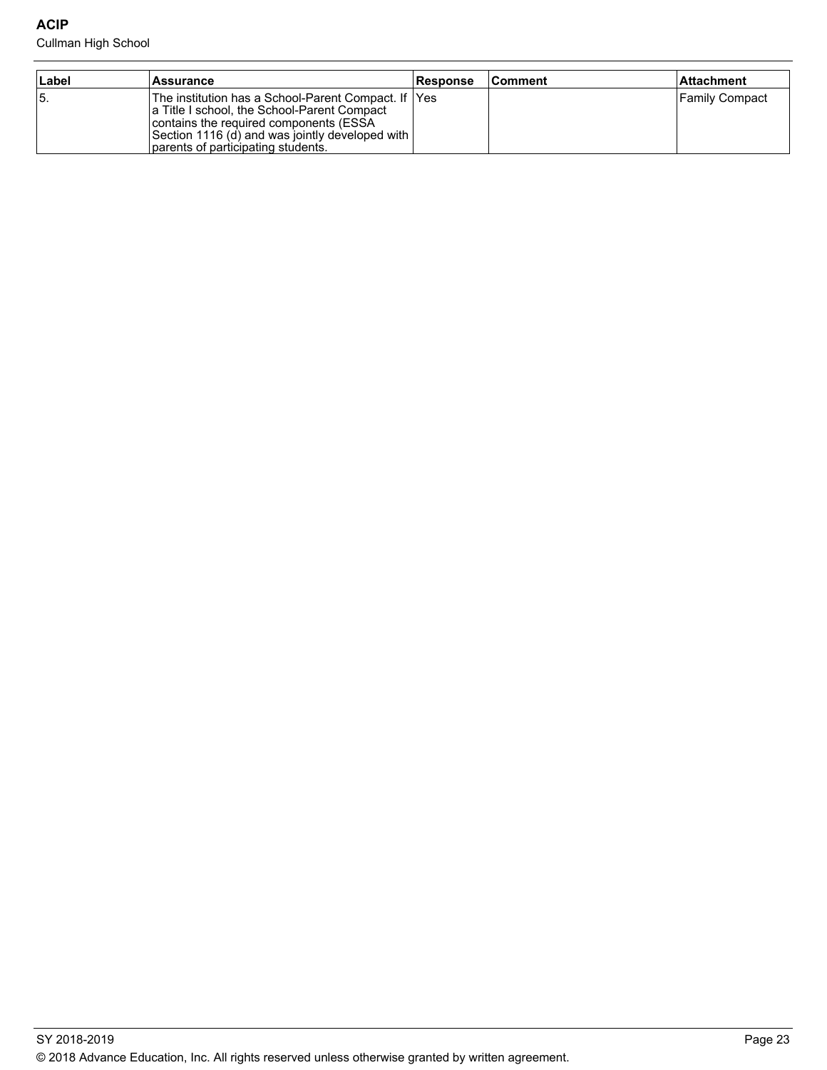| Label | Assurance | Response | Comment | Attachment |
| --- | --- | --- | --- | --- |
| 5. | The institution has a School-Parent Compact. If a Title I school, the School-Parent Compact contains the required components (ESSA Section 1116 (d) and was jointly developed with parents of participating students. | Yes | | Family Compact |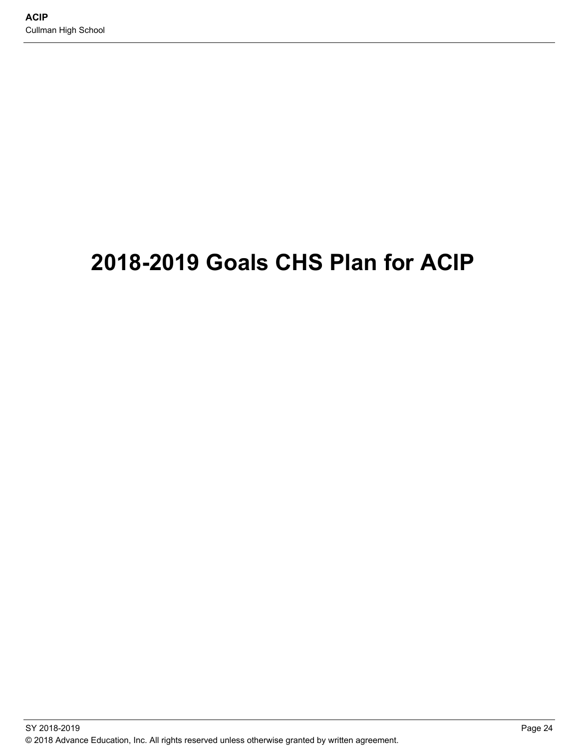# 2018-2019 Goals CHS Plan for ACIP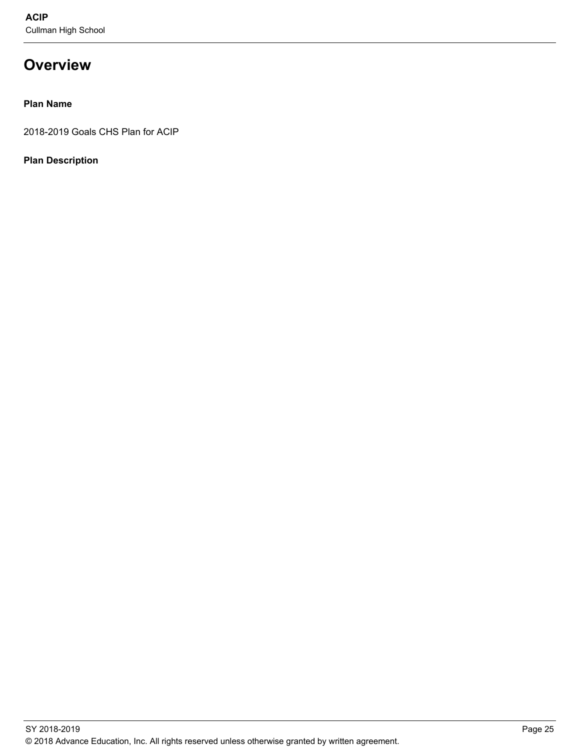## Overview

**Plan Name**

2018-2019 Goals CHS Plan for ACIP

**Plan Description**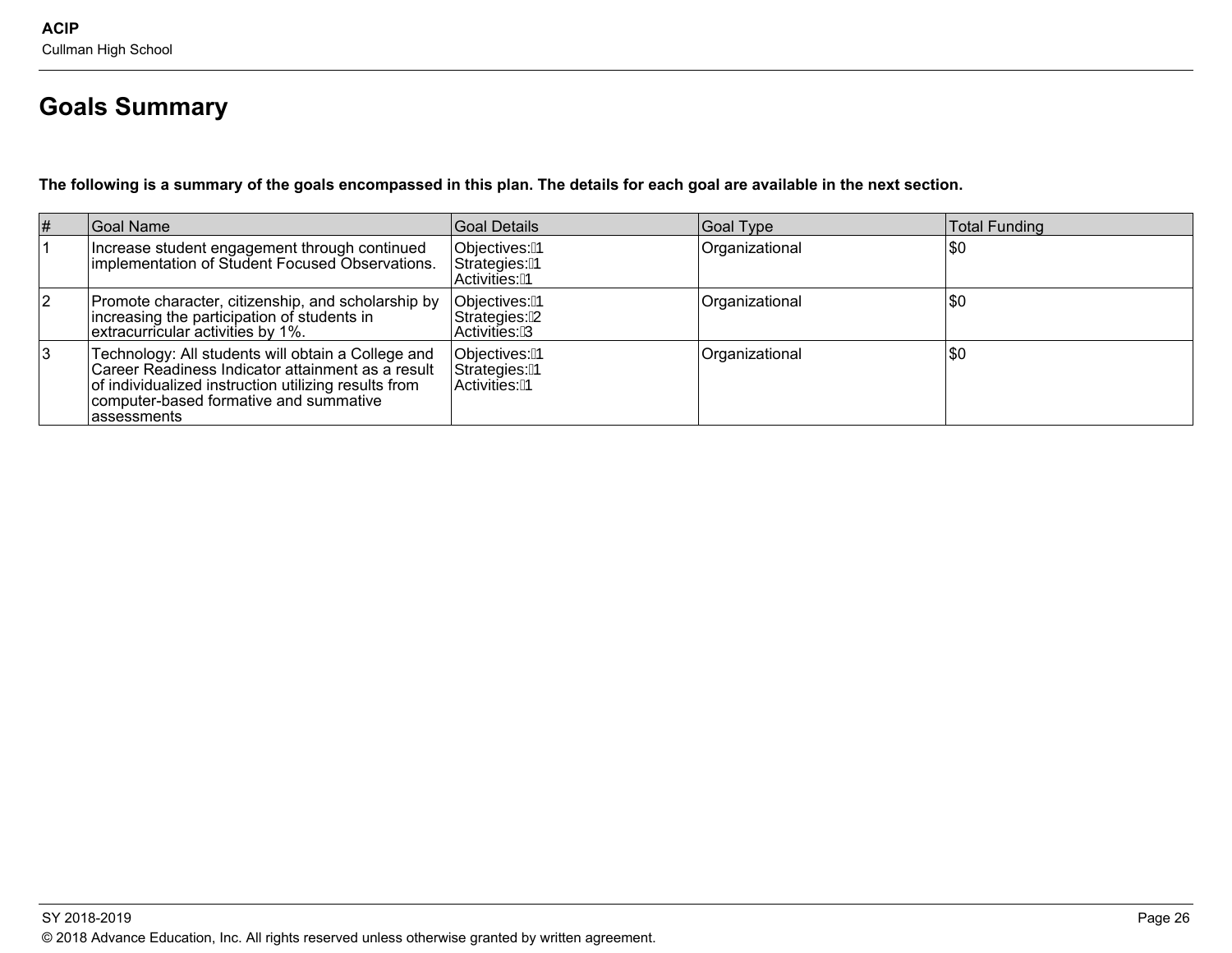# Goals Summary

**The following is a summary of the goals encompassed in this plan. The details for each goal are available in the next section.**

| # | Goal Name | Goal Details | Goal Type | Total Funding |
|---|---|---|---|---|
| 1 | Increase student engagement through continued implementation of Student Focused Observations. | Objectives: 1<br>Strategies: 1<br>Activities: 1 | Organizational | $0 |
| 2 | Promote character, citizenship, and scholarship by increasing the participation of students in extracurricular activities by 1%. | Objectives: 1<br>Strategies: 2<br>Activities: 3 | Organizational | $0 |
| 3 | Technology: All students will obtain a College and Career Readiness Indicator attainment as a result of individualized instruction utilizing results from computer-based formative and summative assessments | Objectives: 1<br>Strategies: 1<br>Activities: 1 | Organizational | $0 |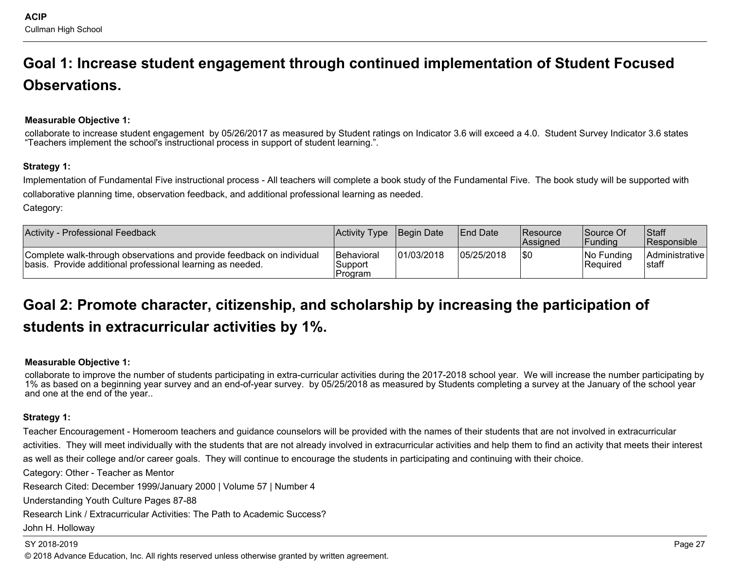## Goal 1: Increase student engagement through continued implementation of Student Focused Observations.

**Measurable Objective 1:**

collaborate to increase student engagement  by 05/26/2017 as measured by Student ratings on Indicator 3.6 will exceed a 4.0.  Student Survey Indicator 3.6 states "Teachers implement the school's instructional process in support of student learning.".

**Strategy 1:**

Implementation of Fundamental Five instructional process - All teachers will complete a book study of the Fundamental Five.  The book study will be supported with collaborative planning time, observation feedback, and additional professional learning as needed.

Category:

| Activity - Professional Feedback | Activity Type | Begin Date | End Date | Resource Assigned | Source Of Funding | Staff Responsible |
|---|---|---|---|---|---|---|
| Complete walk-through observations and provide feedback on individual basis.  Provide additional professional learning as needed. | Behavioral Support Program | 01/03/2018 | 05/25/2018 | $0 | No Funding Required | Administrative staff |

## Goal 2: Promote character, citizenship, and scholarship by increasing the participation of students in extracurricular activities by 1%.

**Measurable Objective 1:**

collaborate to improve the number of students participating in extra-curricular activities during the 2017-2018 school year.  We will increase the number participating by 1% as based on a beginning year survey and an end-of-year survey.  by 05/25/2018 as measured by Students completing a survey at the January of the school year and one at the end of the year..

**Strategy 1:**

Teacher Encouragement - Homeroom teachers and guidance counselors will be provided with the names of their students that are not involved in extracurricular activities.  They will meet individually with the students that are not already involved in extracurricular activities and help them to find an activity that meets their interest as well as their college and/or career goals.  They will continue to encourage the students in participating and continuing with their choice.

Category: Other - Teacher as Mentor

Research Cited: December 1999/January 2000 | Volume 57 | Number 4

Understanding Youth Culture Pages 87-88

Research Link / Extracurricular Activities: The Path to Academic Success?

John H. Holloway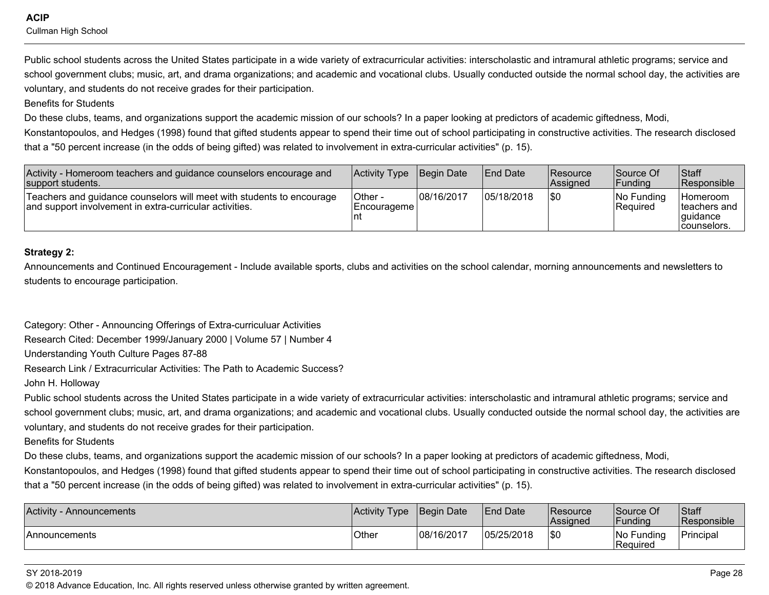Public school students across the United States participate in a wide variety of extracurricular activities: interscholastic and intramural athletic programs; service and school government clubs; music, art, and drama organizations; and academic and vocational clubs. Usually conducted outside the normal school day, the activities are voluntary, and students do not receive grades for their participation.

Benefits for Students

Do these clubs, teams, and organizations support the academic mission of our schools? In a paper looking at predictors of academic giftedness, Modi, Konstantopoulos, and Hedges (1998) found that gifted students appear to spend their time out of school participating in constructive activities. The research disclosed that a "50 percent increase (in the odds of being gifted) was related to involvement in extra-curricular activities" (p. 15).

| Activity - Homeroom teachers and guidance counselors encourage and support students. | Activity Type | Begin Date | End Date | Resource Assigned | Source Of Funding | Staff Responsible |
|---|---|---|---|---|---|---|
| Teachers and guidance counselors will meet with students to encourage and support involvement in extra-curricular activities. | Other - Encouragement | 08/16/2017 | 05/18/2018 | $0 | No Funding Required | Homeroom teachers and guidance counselors. |

**Strategy 2:**

Announcements and Continued Encouragement - Include available sports, clubs and activities on the school calendar, morning announcements and newsletters to students to encourage participation.

Category: Other - Announcing Offerings of Extra-curriculuar Activities

Research Cited: December 1999/January 2000 | Volume 57 | Number 4

Understanding Youth Culture Pages 87-88

Research Link / Extracurricular Activities: The Path to Academic Success?

John H. Holloway

Public school students across the United States participate in a wide variety of extracurricular activities: interscholastic and intramural athletic programs; service and school government clubs; music, art, and drama organizations; and academic and vocational clubs. Usually conducted outside the normal school day, the activities are voluntary, and students do not receive grades for their participation.

Benefits for Students

Do these clubs, teams, and organizations support the academic mission of our schools? In a paper looking at predictors of academic giftedness, Modi, Konstantopoulos, and Hedges (1998) found that gifted students appear to spend their time out of school participating in constructive activities. The research disclosed that a "50 percent increase (in the odds of being gifted) was related to involvement in extra-curricular activities" (p. 15).

| Activity - Announcements | Activity Type | Begin Date | End Date | Resource Assigned | Source Of Funding | Staff Responsible |
|---|---|---|---|---|---|---|
| Announcements | Other | 08/16/2017 | 05/25/2018 | $0 | No Funding Required | Principal |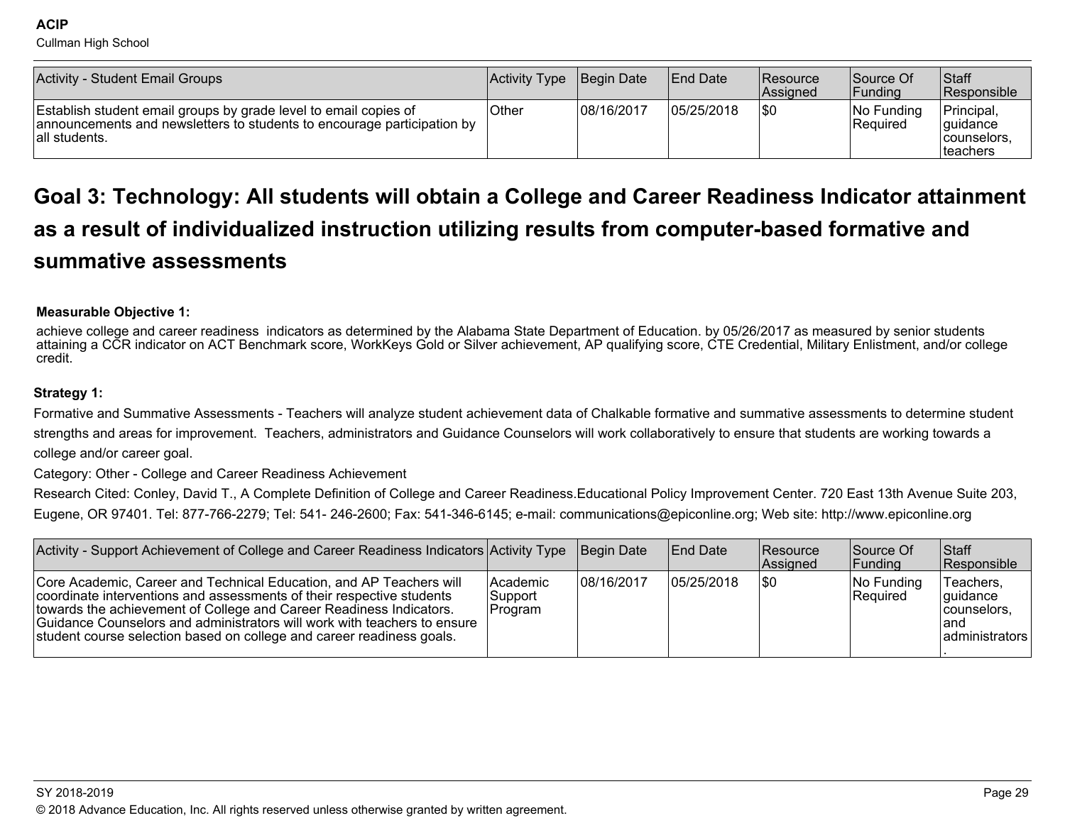| Activity - Student Email Groups | Activity Type | Begin Date | End Date | Resource Assigned | Source Of Funding | Staff Responsible |
| --- | --- | --- | --- | --- | --- | --- |
| Establish student email groups by grade level to email copies of announcements and newsletters to students to encourage participation by all students. | Other | 08/16/2017 | 05/25/2018 | $0 | No Funding Required | Principal, guidance counselors, teachers |

## Goal 3: Technology: All students will obtain a College and Career Readiness Indicator attainment as a result of individualized instruction utilizing results from computer-based formative and summative assessments

**Measurable Objective 1:**

achieve college and career readiness indicators as determined by the Alabama State Department of Education. by 05/26/2017 as measured by senior students attaining a CCR indicator on ACT Benchmark score, WorkKeys Gold or Silver achievement, AP qualifying score, CTE Credential, Military Enlistment, and/or college credit.

**Strategy 1:**

Formative and Summative Assessments - Teachers will analyze student achievement data of Chalkable formative and summative assessments to determine student strengths and areas for improvement. Teachers, administrators and Guidance Counselors will work collaboratively to ensure that students are working towards a college and/or career goal.

Category: Other - College and Career Readiness Achievement

Research Cited: Conley, David T., A Complete Definition of College and Career Readiness.Educational Policy Improvement Center. 720 East 13th Avenue Suite 203, Eugene, OR 97401. Tel: 877-766-2279; Tel: 541- 246-2600; Fax: 541-346-6145; e-mail: communications@epiconline.org; Web site: http://www.epiconline.org

| Activity - Support Achievement of College and Career Readiness Indicators | Activity Type | Begin Date | End Date | Resource Assigned | Source Of Funding | Staff Responsible |
| --- | --- | --- | --- | --- | --- | --- |
| Core Academic, Career and Technical Education, and AP Teachers will coordinate interventions and assessments of their respective students towards the achievement of College and Career Readiness Indicators. Guidance Counselors and administrators will work with teachers to ensure student course selection based on college and career readiness goals. | Academic Support Program | 08/16/2017 | 05/25/2018 | $0 | No Funding Required | Teachers, guidance counselors, and administrators. |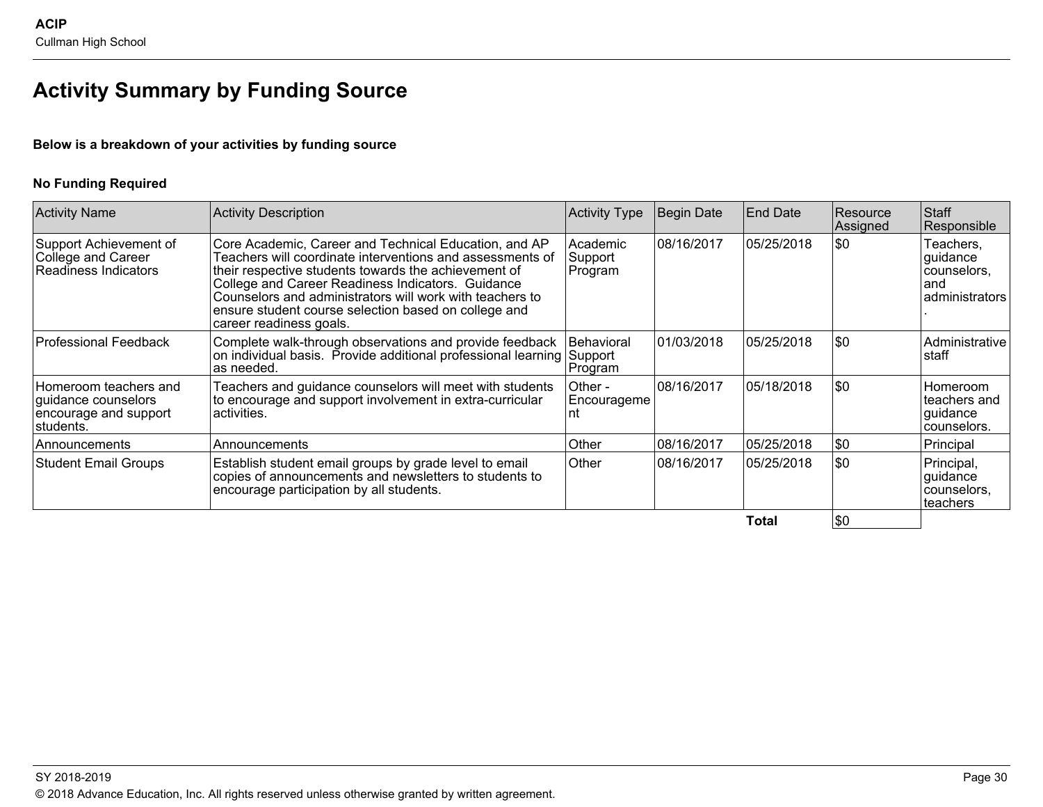# Activity Summary by Funding Source

**Below is a breakdown of your activities by funding source**

**No Funding Required**

| Activity Name | Activity Description | Activity Type | Begin Date | End Date | Resource Assigned | Staff Responsible |
|---|---|---|---|---|---|---|
| Support Achievement of College and Career Readiness Indicators | Core Academic, Career and Technical Education, and AP Teachers will coordinate interventions and assessments of their respective students towards the achievement of College and Career Readiness Indicators. Guidance Counselors and administrators will work with teachers to ensure student course selection based on college and career readiness goals. | Academic Support Program | 08/16/2017 | 05/25/2018 | $0 | Teachers, guidance counselors, and administrators. |
| Professional Feedback | Complete walk-through observations and provide feedback on individual basis. Provide additional professional learning as needed. | Behavioral Support Program | 01/03/2018 | 05/25/2018 | $0 | Administrative staff |
| Homeroom teachers and guidance counselors encourage and support students. | Teachers and guidance counselors will meet with students to encourage and support involvement in extra-curricular activities. | Other - Encouragement | 08/16/2017 | 05/18/2018 | $0 | Homeroom teachers and guidance counselors. |
| Announcements | Announcements | Other | 08/16/2017 | 05/25/2018 | $0 | Principal |
| Student Email Groups | Establish student email groups by grade level to email copies of announcements and newsletters to students to encourage participation by all students. | Other | 08/16/2017 | 05/25/2018 | $0 | Principal, guidance counselors, teachers |
| | | | | **Total** | $0 | |